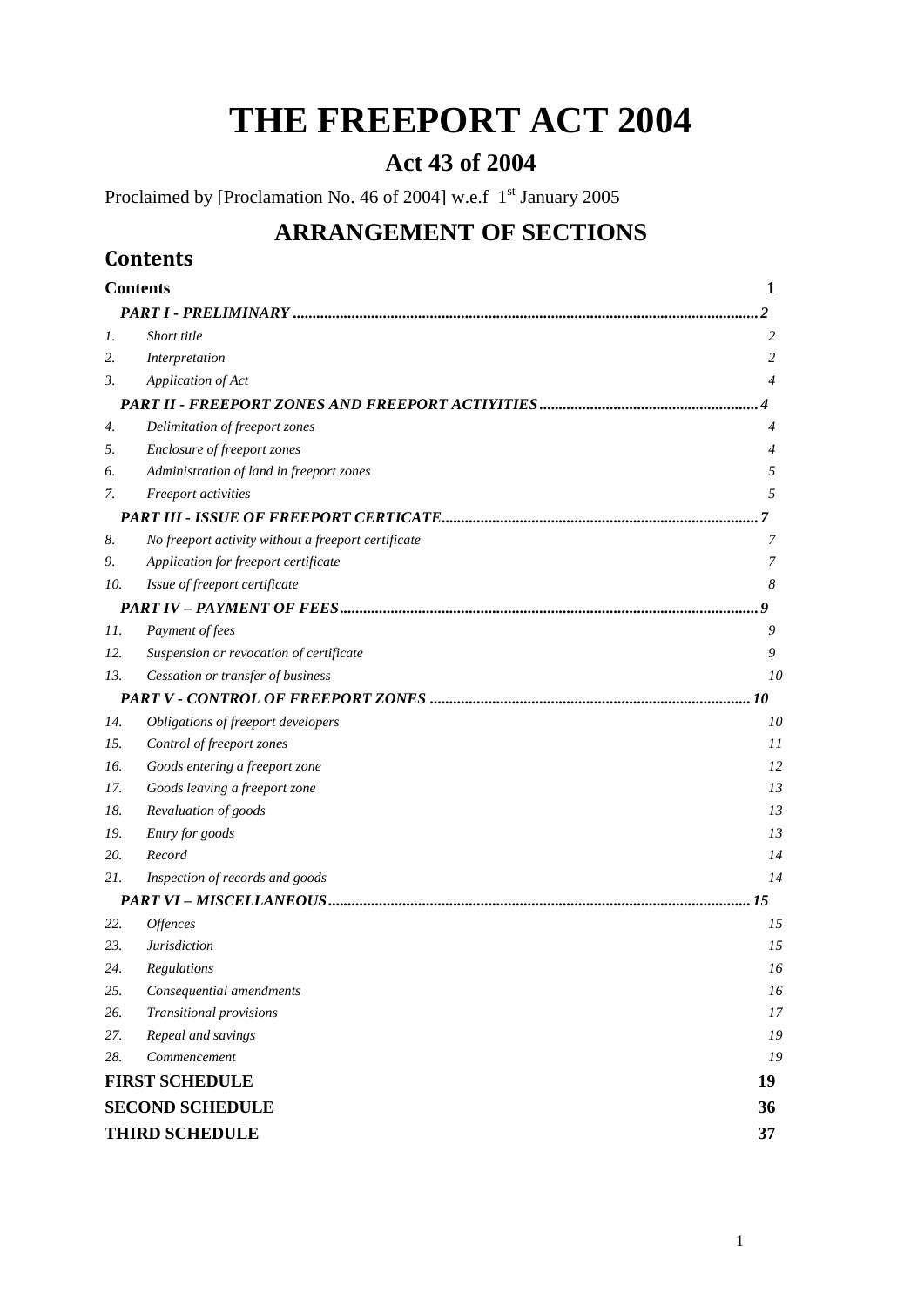# THE FREEPORT ACT 2004

## Act 43 of 2004

Proclaimed by [Proclamation No. 46 of 2004] w.e.f 1st January 2005

## ARRANGEMENT OF SECTIONS

### Contents

| | | |
|---|---|---|
| **Contents** | | **1** |
| ***PART I - PRELIMINARY*** | | ***2*** |
| *1.* | *Short title* | *2* |
| *2.* | *Interpretation* | *2* |
| *3.* | *Application of Act* | *4* |
| ***PART II - FREEPORT ZONES AND FREEPORT ACTIYITIES*** | | ***4*** |
| *4.* | *Delimitation of freeport zones* | *4* |
| *5.* | *Enclosure of freeport zones* | *4* |
| *6.* | *Administration of land in freeport zones* | *5* |
| *7.* | *Freeport activities* | *5* |
| ***PART III - ISSUE OF FREEPORT CERTICATE*** | | ***7*** |
| *8.* | *No freeport activity without a freeport certificate* | *7* |
| *9.* | *Application for freeport certificate* | *7* |
| *10.* | *Issue of freeport certificate* | *8* |
| ***PART IV – PAYMENT OF FEES*** | | ***9*** |
| *11.* | *Payment of fees* | *9* |
| *12.* | *Suspension or revocation of certificate* | *9* |
| *13.* | *Cessation or transfer of business* | *10* |
| ***PART V - CONTROL OF FREEPORT ZONES*** | | ***10*** |
| *14.* | *Obligations of freeport developers* | *10* |
| *15.* | *Control of freeport zones* | *11* |
| *16.* | *Goods entering a freeport zone* | *12* |
| *17.* | *Goods leaving a freeport zone* | *13* |
| *18.* | *Revaluation of goods* | *13* |
| *19.* | *Entry for goods* | *13* |
| *20.* | *Record* | *14* |
| *21.* | *Inspection of records and goods* | *14* |
| ***PART VI – MISCELLANEOUS*** | | ***15*** |
| *22.* | *Offences* | *15* |
| *23.* | *Jurisdiction* | *15* |
| *24.* | *Regulations* | *16* |
| *25.* | *Consequential amendments* | *16* |
| *26.* | *Transitional provisions* | *17* |
| *27.* | *Repeal and savings* | *19* |
| *28.* | *Commencement* | *19* |
| **FIRST SCHEDULE** | | **19** |
| **SECOND SCHEDULE** | | **36** |
| **THIRD SCHEDULE** | | **37** |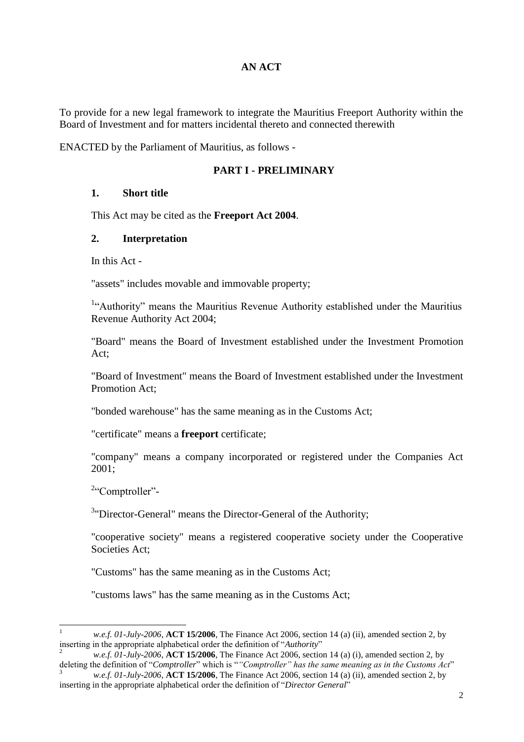**AN ACT**

To provide for a new legal framework to integrate the Mauritius Freeport Authority within the Board of Investment and for matters incidental thereto and connected therewith

ENACTED by the Parliament of Mauritius, as follows -

## PART I - PRELIMINARY

**1. Short title**

This Act may be cited as the **Freeport Act 2004**.

**2. Interpretation**

In this Act -

"assets" includes movable and immovable property;

[1]"Authority" means the Mauritius Revenue Authority established under the Mauritius Revenue Authority Act 2004;

"Board" means the Board of Investment established under the Investment Promotion Act;

"Board of Investment" means the Board of Investment established under the Investment Promotion Act;

"bonded warehouse" has the same meaning as in the Customs Act;

"certificate" means a **freeport** certificate;

"company" means a company incorporated or registered under the Companies Act 2001;

[2]"Comptroller"-

[3]"Director-General" means the Director-General of the Authority;

"cooperative society" means a registered cooperative society under the Cooperative Societies Act;

"Customs" has the same meaning as in the Customs Act;

"customs laws" has the same meaning as in the Customs Act;

---

[1] *w.e.f. 01-July-2006*, **ACT 15/2006**, The Finance Act 2006, section 14 (a) (ii), amended section 2, by inserting in the appropriate alphabetical order the definition of "*Authority*"

[2] *w.e.f. 01-July-2006*, **ACT 15/2006**, The Finance Act 2006, section 14 (a) (i), amended section 2, by deleting the definition of "*Comptroller*" which is "*"Comptroller" has the same meaning as in the Customs Act*"

[3] *w.e.f. 01-July-2006*, **ACT 15/2006**, The Finance Act 2006, section 14 (a) (ii), amended section 2, by inserting in the appropriate alphabetical order the definition of "*Director General*"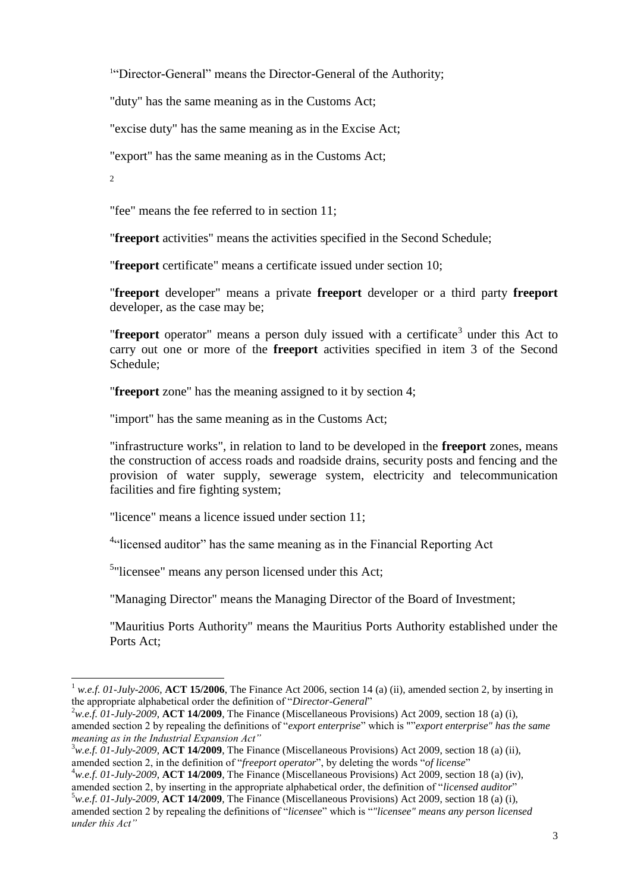[1]"Director-General" means the Director-General of the Authority;

"duty" has the same meaning as in the Customs Act;

"excise duty" has the same meaning as in the Excise Act;

"export" has the same meaning as in the Customs Act;

[2]

"fee" means the fee referred to in section 11;

"**freeport** activities" means the activities specified in the Second Schedule;

"**freeport** certificate" means a certificate issued under section 10;

"**freeport** developer" means a private **freeport** developer or a third party **freeport** developer, as the case may be;

"**freeport** operator" means a person duly issued with a certificate[3] under this Act to carry out one or more of the **freeport** activities specified in item 3 of the Second Schedule;

"**freeport** zone" has the meaning assigned to it by section 4;

"import" has the same meaning as in the Customs Act;

"infrastructure works", in relation to land to be developed in the **freeport** zones, means the construction of access roads and roadside drains, security posts and fencing and the provision of water supply, sewerage system, electricity and telecommunication facilities and fire fighting system;

"licence" means a licence issued under section 11;

[4]"licensed auditor" has the same meaning as in the Financial Reporting Act

[5]"licensee" means any person licensed under this Act;

"Managing Director" means the Managing Director of the Board of Investment;

"Mauritius Ports Authority" means the Mauritius Ports Authority established under the Ports Act;

---

[1] *w.e.f. 01-July-2006*, **ACT 15/2006**, The Finance Act 2006, section 14 (a) (ii), amended section 2, by inserting in the appropriate alphabetical order the definition of "*Director-General*"

[2] *w.e.f. 01-July-2009*, **ACT 14/2009**, The Finance (Miscellaneous Provisions) Act 2009, section 18 (a) (i), amended section 2 by repealing the definitions of "*export enterprise*" which is ""*export enterprise" has the same meaning as in the Industrial Expansion Act"*

[3] *w.e.f. 01-July-2009*, **ACT 14/2009**, The Finance (Miscellaneous Provisions) Act 2009, section 18 (a) (ii), amended section 2, in the definition of "*freeport operator*", by deleting the words "*of license*"

[4] *w.e.f. 01-July-2009*, **ACT 14/2009**, The Finance (Miscellaneous Provisions) Act 2009, section 18 (a) (iv), amended section 2, by inserting in the appropriate alphabetical order, the definition of "*licensed auditor*"

[5] *w.e.f. 01-July-2009*, **ACT 14/2009**, The Finance (Miscellaneous Provisions) Act 2009, section 18 (a) (i), amended section 2 by repealing the definitions of "*licensee*" which is "*"licensee" means any person licensed under this Act"*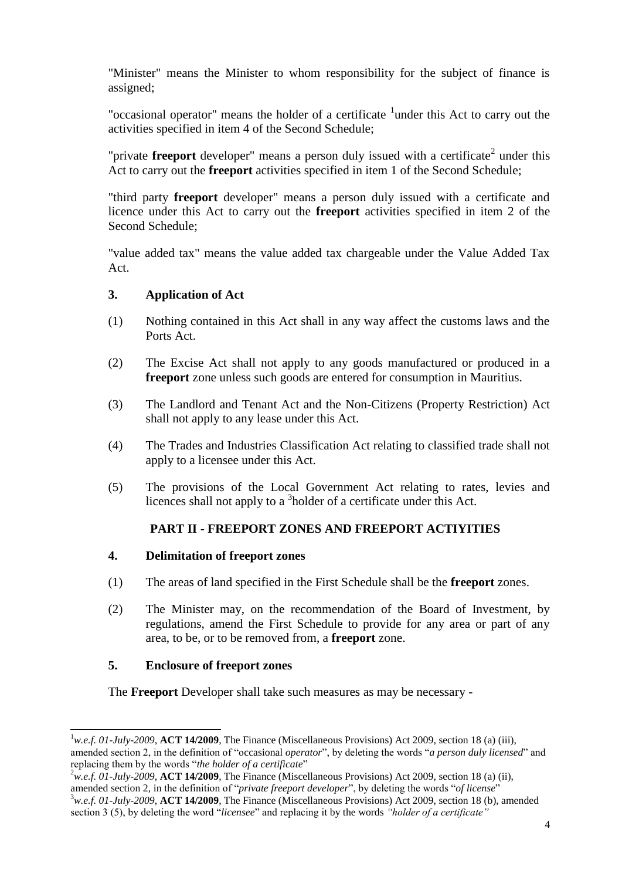"Minister" means the Minister to whom responsibility for the subject of finance is assigned;

"occasional operator" means the holder of a certificate [1]under this Act to carry out the activities specified in item 4 of the Second Schedule;

"private **freeport** developer" means a person duly issued with a certificate[2] under this Act to carry out the **freeport** activities specified in item 1 of the Second Schedule;

"third party **freeport** developer" means a person duly issued with a certificate and licence under this Act to carry out the **freeport** activities specified in item 2 of the Second Schedule;

"value added tax" means the value added tax chargeable under the Value Added Tax Act.

### 3. Application of Act

(1) Nothing contained in this Act shall in any way affect the customs laws and the Ports Act.

(2) The Excise Act shall not apply to any goods manufactured or produced in a **freeport** zone unless such goods are entered for consumption in Mauritius.

(3) The Landlord and Tenant Act and the Non-Citizens (Property Restriction) Act shall not apply to any lease under this Act.

(4) The Trades and Industries Classification Act relating to classified trade shall not apply to a licensee under this Act.

(5) The provisions of the Local Government Act relating to rates, levies and licences shall not apply to a [3]holder of a certificate under this Act.

## PART II - FREEPORT ZONES AND FREEPORT ACTIYITIES

### 4. Delimitation of freeport zones

(1) The areas of land specified in the First Schedule shall be the **freeport** zones.

(2) The Minister may, on the recommendation of the Board of Investment, by regulations, amend the First Schedule to provide for any area or part of any area, to be, or to be removed from, a **freeport** zone.

### 5. Enclosure of freeport zones

The **Freeport** Developer shall take such measures as may be necessary -

---

[1] *w.e.f. 01-July-2009*, **ACT 14/2009**, The Finance (Miscellaneous Provisions) Act 2009, section 18 (a) (iii), amended section 2, in the definition of "occasional *operator*", by deleting the words "*a person duly licensed*" and replacing them by the words "*the holder of a certificate*"

[2] *w.e.f. 01-July-2009*, **ACT 14/2009**, The Finance (Miscellaneous Provisions) Act 2009, section 18 (a) (ii), amended section 2, in the definition of "*private freeport developer*", by deleting the words "*of license*"

[3] *w.e.f. 01-July-2009*, **ACT 14/2009**, The Finance (Miscellaneous Provisions) Act 2009, section 18 (b), amended section 3 (5), by deleting the word "*licensee*" and replacing it by the words *"holder of a certificate"*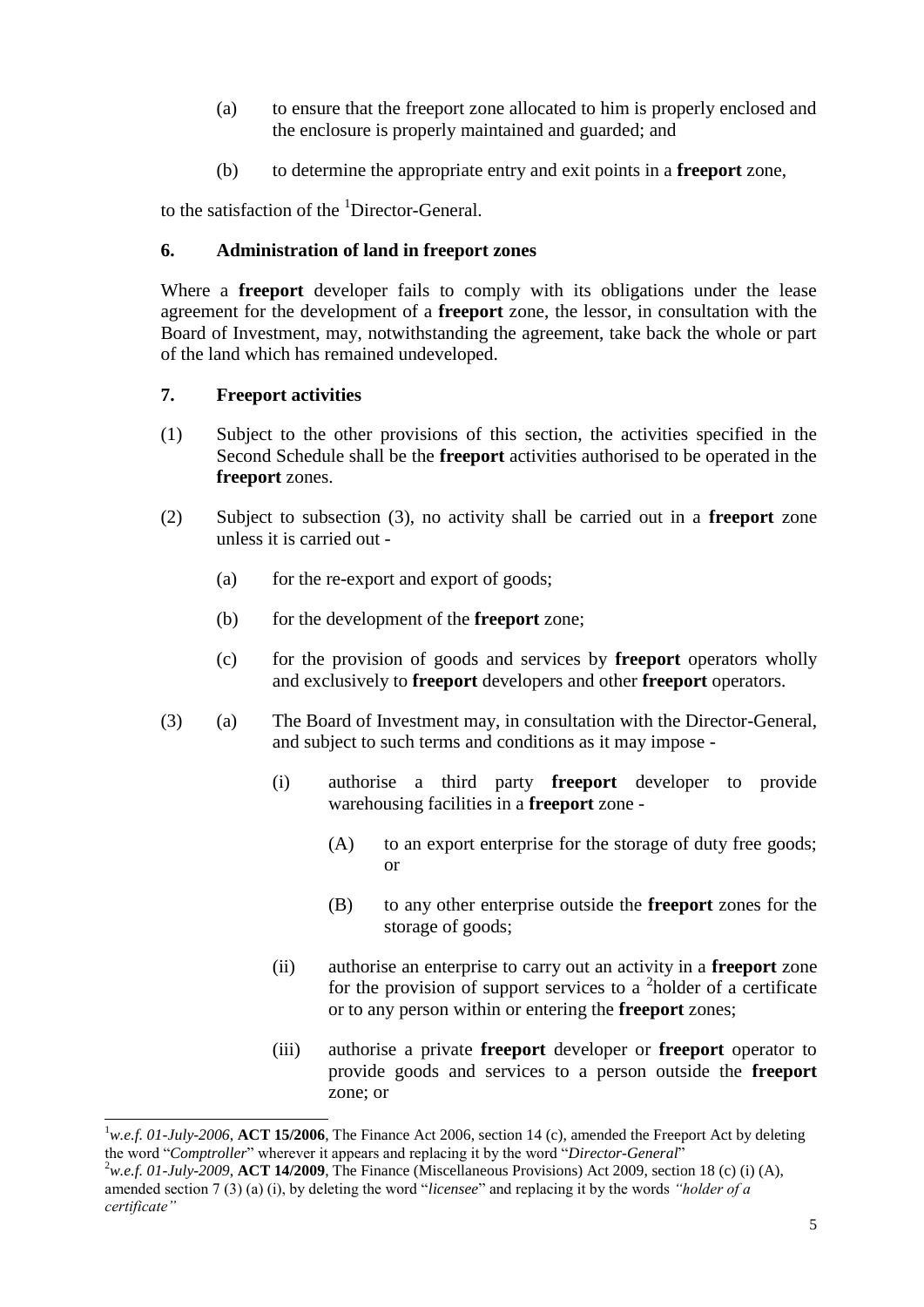(a) to ensure that the freeport zone allocated to him is properly enclosed and the enclosure is properly maintained and guarded; and

(b) to determine the appropriate entry and exit points in a **freeport** zone,

to the satisfaction of the [1]Director-General.

### 6. Administration of land in freeport zones

Where a **freeport** developer fails to comply with its obligations under the lease agreement for the development of a **freeport** zone, the lessor, in consultation with the Board of Investment, may, notwithstanding the agreement, take back the whole or part of the land which has remained undeveloped.

### 7. Freeport activities

(1) Subject to the other provisions of this section, the activities specified in the Second Schedule shall be the **freeport** activities authorised to be operated in the **freeport** zones.

(2) Subject to subsection (3), no activity shall be carried out in a **freeport** zone unless it is carried out -

- (a) for the re-export and export of goods;
- (b) for the development of the **freeport** zone;
- (c) for the provision of goods and services by **freeport** operators wholly and exclusively to **freeport** developers and other **freeport** operators.

(3) (a) The Board of Investment may, in consultation with the Director-General, and subject to such terms and conditions as it may impose -

- (i) authorise a third party **freeport** developer to provide warehousing facilities in a **freeport** zone -
  - (A) to an export enterprise for the storage of duty free goods; or
  - (B) to any other enterprise outside the **freeport** zones for the storage of goods;
- (ii) authorise an enterprise to carry out an activity in a **freeport** zone for the provision of support services to a [2]holder of a certificate or to any person within or entering the **freeport** zones;
- (iii) authorise a private **freeport** developer or **freeport** operator to provide goods and services to a person outside the **freeport** zone; or

---

[1]*w.e.f. 01-July-2006*, **ACT 15/2006**, The Finance Act 2006, section 14 (c), amended the Freeport Act by deleting the word "*Comptroller*" wherever it appears and replacing it by the word "*Director-General*"

[2]*w.e.f. 01-July-2009*, **ACT 14/2009**, The Finance (Miscellaneous Provisions) Act 2009, section 18 (c) (i) (A), amended section 7 (3) (a) (i), by deleting the word "*licensee*" and replacing it by the words *"holder of a certificate"*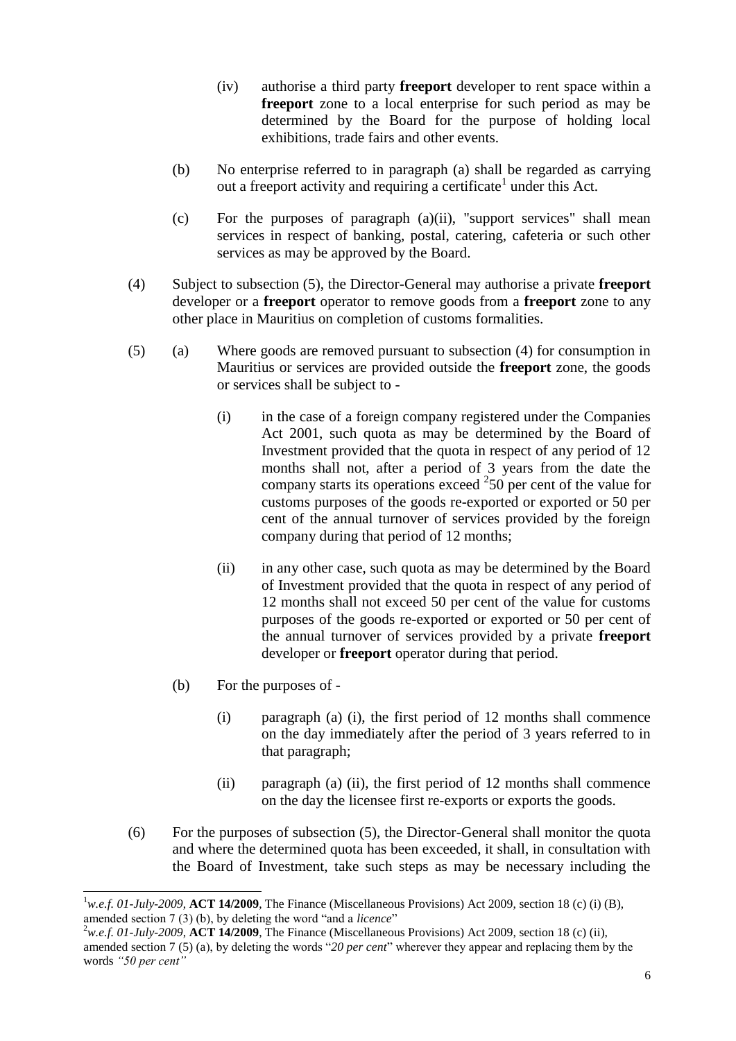(iv) authorise a third party **freeport** developer to rent space within a **freeport** zone to a local enterprise for such period as may be determined by the Board for the purpose of holding local exhibitions, trade fairs and other events.

(b) No enterprise referred to in paragraph (a) shall be regarded as carrying out a freeport activity and requiring a certificate[1] under this Act.

(c) For the purposes of paragraph (a)(ii), "support services" shall mean services in respect of banking, postal, catering, cafeteria or such other services as may be approved by the Board.

(4) Subject to subsection (5), the Director-General may authorise a private **freeport** developer or a **freeport** operator to remove goods from a **freeport** zone to any other place in Mauritius on completion of customs formalities.

(5) (a) Where goods are removed pursuant to subsection (4) for consumption in Mauritius or services are provided outside the **freeport** zone, the goods or services shall be subject to -

(i) in the case of a foreign company registered under the Companies Act 2001, such quota as may be determined by the Board of Investment provided that the quota in respect of any period of 12 months shall not, after a period of 3 years from the date the company starts its operations exceed [2]50 per cent of the value for customs purposes of the goods re-exported or exported or 50 per cent of the annual turnover of services provided by the foreign company during that period of 12 months;

(ii) in any other case, such quota as may be determined by the Board of Investment provided that the quota in respect of any period of 12 months shall not exceed 50 per cent of the value for customs purposes of the goods re-exported or exported or 50 per cent of the annual turnover of services provided by a private **freeport** developer or **freeport** operator during that period.

(b) For the purposes of -

(i) paragraph (a) (i), the first period of 12 months shall commence on the day immediately after the period of 3 years referred to in that paragraph;

(ii) paragraph (a) (ii), the first period of 12 months shall commence on the day the licensee first re-exports or exports the goods.

(6) For the purposes of subsection (5), the Director-General shall monitor the quota and where the determined quota has been exceeded, it shall, in consultation with the Board of Investment, take such steps as may be necessary including the

---

[1] *w.e.f. 01-July-2009*, **ACT 14/2009**, The Finance (Miscellaneous Provisions) Act 2009, section 18 (c) (i) (B), amended section 7 (3) (b), by deleting the word "and a *licence*"

[2] *w.e.f. 01-July-2009*, **ACT 14/2009**, The Finance (Miscellaneous Provisions) Act 2009, section 18 (c) (ii), amended section 7 (5) (a), by deleting the words "*20 per cent*" wherever they appear and replacing them by the words *"50 per cent"*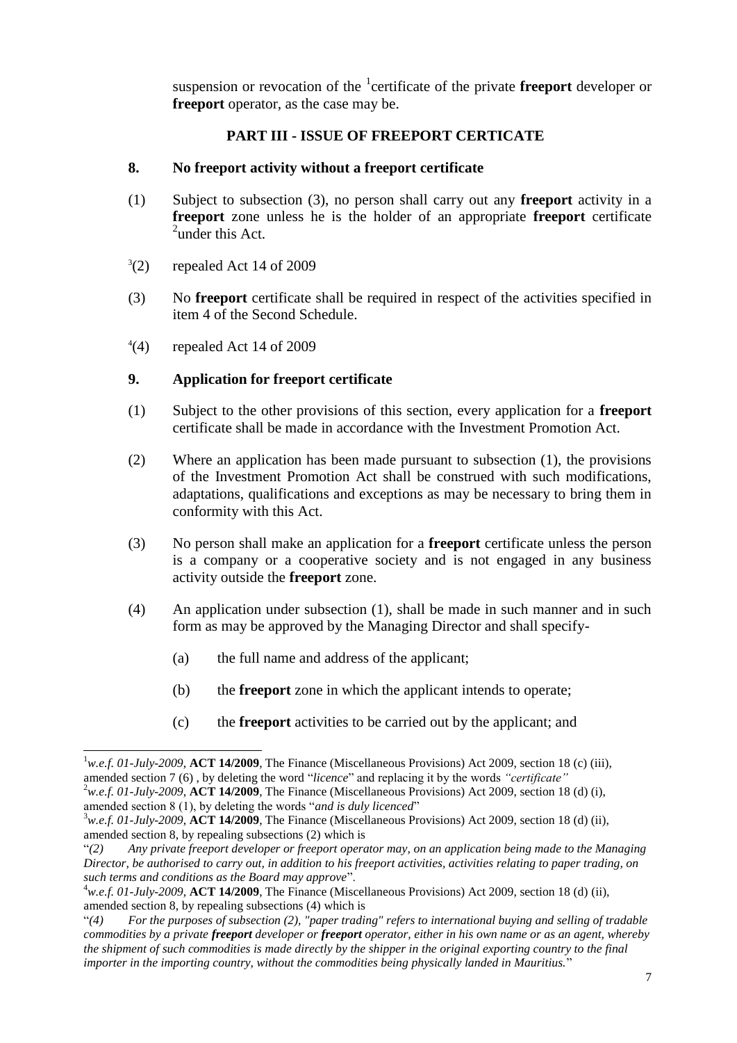suspension or revocation of the [1]certificate of the private **freeport** developer or **freeport** operator, as the case may be.

## PART III - ISSUE OF FREEPORT CERTICATE

### 8. No freeport activity without a freeport certificate

(1) Subject to subsection (3), no person shall carry out any **freeport** activity in a **freeport** zone unless he is the holder of an appropriate **freeport** certificate [2]under this Act.

[3](2) repealed Act 14 of 2009

(3) No **freeport** certificate shall be required in respect of the activities specified in item 4 of the Second Schedule.

[4](4) repealed Act 14 of 2009

### 9. Application for freeport certificate

(1) Subject to the other provisions of this section, every application for a **freeport** certificate shall be made in accordance with the Investment Promotion Act.

(2) Where an application has been made pursuant to subsection (1), the provisions of the Investment Promotion Act shall be construed with such modifications, adaptations, qualifications and exceptions as may be necessary to bring them in conformity with this Act.

(3) No person shall make an application for a **freeport** certificate unless the person is a company or a cooperative society and is not engaged in any business activity outside the **freeport** zone.

(4) An application under subsection (1), shall be made in such manner and in such form as may be approved by the Managing Director and shall specify-

(a) the full name and address of the applicant;

(b) the **freeport** zone in which the applicant intends to operate;

(c) the **freeport** activities to be carried out by the applicant; and

---

[1]*w.e.f. 01-July-2009*, **ACT 14/2009**, The Finance (Miscellaneous Provisions) Act 2009, section 18 (c) (iii), amended section 7 (6) , by deleting the word "*licence*" and replacing it by the words *"certificate"*

[2]*w.e.f. 01-July-2009*, **ACT 14/2009**, The Finance (Miscellaneous Provisions) Act 2009, section 18 (d) (i), amended section 8 (1), by deleting the words "*and is duly licenced*"

[3]*w.e.f. 01-July-2009*, **ACT 14/2009**, The Finance (Miscellaneous Provisions) Act 2009, section 18 (d) (ii), amended section 8, by repealing subsections (2) which is

"*(2) Any private freeport developer or freeport operator may, on an application being made to the Managing Director, be authorised to carry out, in addition to his freeport activities, activities relating to paper trading, on such terms and conditions as the Board may approve*".

[4]*w.e.f. 01-July-2009*, **ACT 14/2009**, The Finance (Miscellaneous Provisions) Act 2009, section 18 (d) (ii), amended section 8, by repealing subsections (4) which is

"*(4) For the purposes of subsection (2), "paper trading" refers to international buying and selling of tradable commodities by a private **freeport** developer or **freeport** operator, either in his own name or as an agent, whereby the shipment of such commodities is made directly by the shipper in the original exporting country to the final importer in the importing country, without the commodities being physically landed in Mauritius.*"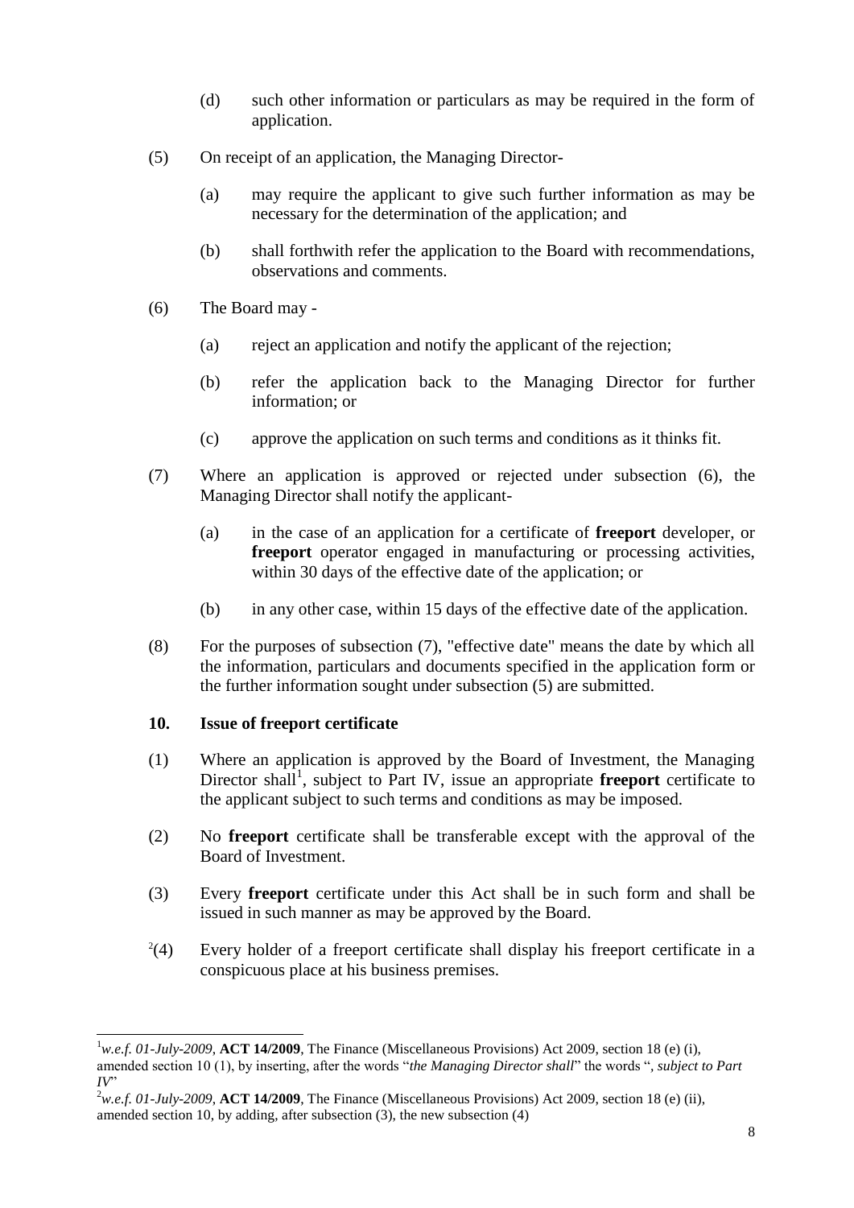(d) such other information or particulars as may be required in the form of application.

(5) On receipt of an application, the Managing Director-

(a) may require the applicant to give such further information as may be necessary for the determination of the application; and

(b) shall forthwith refer the application to the Board with recommendations, observations and comments.

(6) The Board may -

(a) reject an application and notify the applicant of the rejection;

(b) refer the application back to the Managing Director for further information; or

(c) approve the application on such terms and conditions as it thinks fit.

(7) Where an application is approved or rejected under subsection (6), the Managing Director shall notify the applicant-

(a) in the case of an application for a certificate of **freeport** developer, or **freeport** operator engaged in manufacturing or processing activities, within 30 days of the effective date of the application; or

(b) in any other case, within 15 days of the effective date of the application.

(8) For the purposes of subsection (7), "effective date" means the date by which all the information, particulars and documents specified in the application form or the further information sought under subsection (5) are submitted.

**10. Issue of freeport certificate**

(1) Where an application is approved by the Board of Investment, the Managing Director shall[1], subject to Part IV, issue an appropriate **freeport** certificate to the applicant subject to such terms and conditions as may be imposed.

(2) No **freeport** certificate shall be transferable except with the approval of the Board of Investment.

(3) Every **freeport** certificate under this Act shall be in such form and shall be issued in such manner as may be approved by the Board.

[2](4) Every holder of a freeport certificate shall display his freeport certificate in a conspicuous place at his business premises.

---

[1]*w.e.f. 01-July-2009*, **ACT 14/2009**, The Finance (Miscellaneous Provisions) Act 2009, section 18 (e) (i), amended section 10 (1), by inserting, after the words "*the Managing Director shall*" the words ", *subject to Part IV*"

[2]*w.e.f. 01-July-2009*, **ACT 14/2009**, The Finance (Miscellaneous Provisions) Act 2009, section 18 (e) (ii), amended section 10, by adding, after subsection (3), the new subsection (4)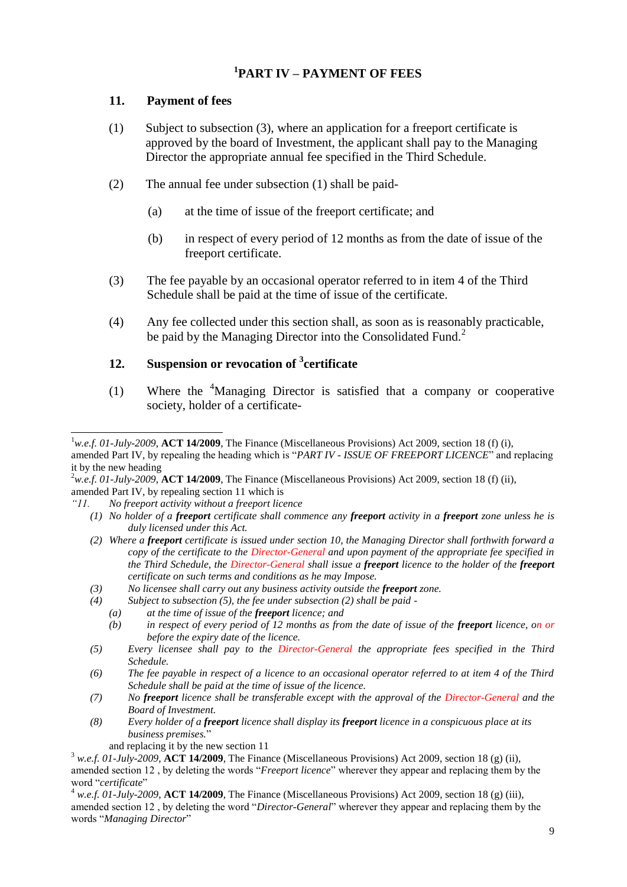## [1]PART IV – PAYMENT OF FEES

### 11. Payment of fees

(1) Subject to subsection (3), where an application for a freeport certificate is approved by the board of Investment, the applicant shall pay to the Managing Director the appropriate annual fee specified in the Third Schedule.

(2) The annual fee under subsection (1) shall be paid-

(a) at the time of issue of the freeport certificate; and

(b) in respect of every period of 12 months as from the date of issue of the freeport certificate.

(3) The fee payable by an occasional operator referred to in item 4 of the Third Schedule shall be paid at the time of issue of the certificate.

(4) Any fee collected under this section shall, as soon as is reasonably practicable, be paid by the Managing Director into the Consolidated Fund.[2]

### 12. Suspension or revocation of [3]certificate

(1) Where the [4]Managing Director is satisfied that a company or cooperative society, holder of a certificate-

---

[1] *w.e.f. 01-July-2009*, **ACT 14/2009**, The Finance (Miscellaneous Provisions) Act 2009, section 18 (f) (i), amended Part IV, by repealing the heading which is "*PART IV - ISSUE OF FREEPORT LICENCE*" and replacing it by the new heading

[2] *w.e.f. 01-July-2009*, **ACT 14/2009**, The Finance (Miscellaneous Provisions) Act 2009, section 18 (f) (ii), amended Part IV, by repealing section 11 which is

*"11. No freeport activity without a freeport licence*

*(1) No holder of a **freeport** certificate shall commence any **freeport** activity in a **freeport** zone unless he is duly licensed under this Act.*

*(2) Where a **freeport** certificate is issued under section 10, the Managing Director shall forthwith forward a copy of the certificate to the Director-General and upon payment of the appropriate fee specified in the Third Schedule, the Director-General shall issue a **freeport** licence to the holder of the **freeport** certificate on such terms and conditions as he may Impose.*

*(3) No licensee shall carry out any business activity outside the **freeport** zone.*

*(4) Subject to subsection (5), the fee under subsection (2) shall be paid -*

*(a) at the time of issue of the **freeport** licence; and*

*(b) in respect of every period of 12 months as from the date of issue of the **freeport** licence, on or before the expiry date of the licence.*

*(5) Every licensee shall pay to the Director-General the appropriate fees specified in the Third Schedule.*

*(6) The fee payable in respect of a licence to an occasional operator referred to at item 4 of the Third Schedule shall be paid at the time of issue of the licence.*

*(7) No **freeport** licence shall be transferable except with the approval of the Director-General and the Board of Investment.*

*(8) Every holder of a **freeport** licence shall display its **freeport** licence in a conspicuous place at its business premises.*"

and replacing it by the new section 11

[3] *w.e.f. 01-July-2009*, **ACT 14/2009**, The Finance (Miscellaneous Provisions) Act 2009, section 18 (g) (ii), amended section 12 , by deleting the words "*Freeport licence*" wherever they appear and replacing them by the word "*certificate*"

[4] *w.e.f. 01-July-2009*, **ACT 14/2009**, The Finance (Miscellaneous Provisions) Act 2009, section 18 (g) (iii), amended section 12 , by deleting the word "*Director-General*" wherever they appear and replacing them by the words "*Managing Director*"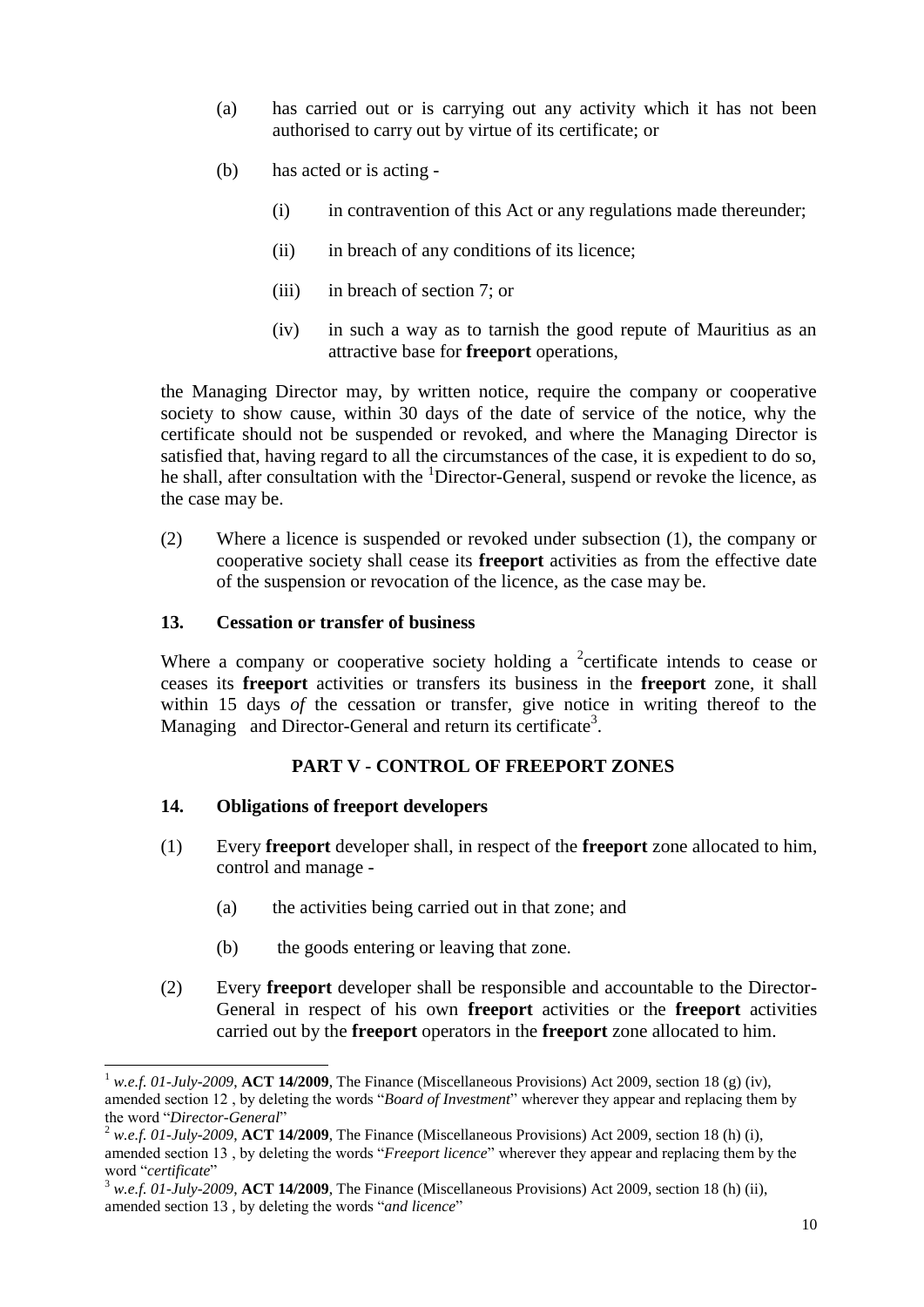(a) has carried out or is carrying out any activity which it has not been authorised to carry out by virtue of its certificate; or

(b) has acted or is acting -

   (i) in contravention of this Act or any regulations made thereunder;

   (ii) in breach of any conditions of its licence;

   (iii) in breach of section 7; or

   (iv) in such a way as to tarnish the good repute of Mauritius as an attractive base for **freeport** operations,

the Managing Director may, by written notice, require the company or cooperative society to show cause, within 30 days of the date of service of the notice, why the certificate should not be suspended or revoked, and where the Managing Director is satisfied that, having regard to all the circumstances of the case, it is expedient to do so, he shall, after consultation with the [1]Director-General, suspend or revoke the licence, as the case may be.

(2) Where a licence is suspended or revoked under subsection (1), the company or cooperative society shall cease its **freeport** activities as from the effective date of the suspension or revocation of the licence, as the case may be.

### 13. Cessation or transfer of business

Where a company or cooperative society holding a [2]certificate intends to cease or ceases its **freeport** activities or transfers its business in the **freeport** zone, it shall within 15 days *of* the cessation or transfer, give notice in writing thereof to the Managing and Director-General and return its certificate[3].

## PART V - CONTROL OF FREEPORT ZONES

### 14. Obligations of freeport developers

(1) Every **freeport** developer shall, in respect of the **freeport** zone allocated to him, control and manage -

   (a) the activities being carried out in that zone; and

   (b) the goods entering or leaving that zone.

(2) Every **freeport** developer shall be responsible and accountable to the Director-General in respect of his own **freeport** activities or the **freeport** activities carried out by the **freeport** operators in the **freeport** zone allocated to him.

---

[1] *w.e.f. 01-July-2009*, **ACT 14/2009**, The Finance (Miscellaneous Provisions) Act 2009, section 18 (g) (iv), amended section 12 , by deleting the words "*Board of Investment*" wherever they appear and replacing them by the word "*Director-General*"

[2] *w.e.f. 01-July-2009*, **ACT 14/2009**, The Finance (Miscellaneous Provisions) Act 2009, section 18 (h) (i), amended section 13 , by deleting the words "*Freeport licence*" wherever they appear and replacing them by the word "*certificate*"

[3] *w.e.f. 01-July-2009*, **ACT 14/2009**, The Finance (Miscellaneous Provisions) Act 2009, section 18 (h) (ii), amended section 13 , by deleting the words "*and licence*"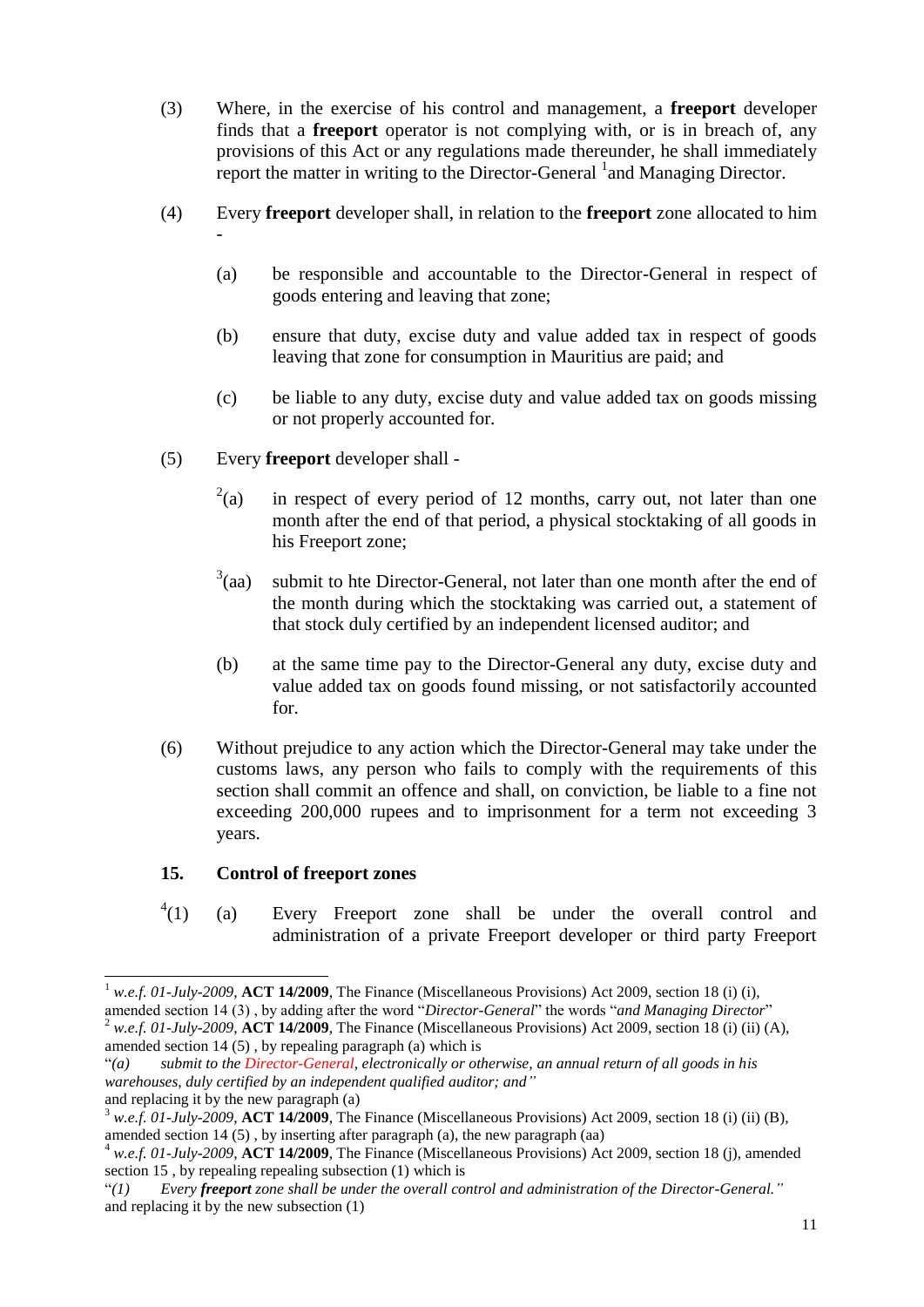(3) Where, in the exercise of his control and management, a **freeport** developer finds that a **freeport** operator is not complying with, or is in breach of, any provisions of this Act or any regulations made thereunder, he shall immediately report the matter in writing to the Director-General [1]and Managing Director.

(4) Every **freeport** developer shall, in relation to the **freeport** zone allocated to him -

(a) be responsible and accountable to the Director-General in respect of goods entering and leaving that zone;

(b) ensure that duty, excise duty and value added tax in respect of goods leaving that zone for consumption in Mauritius are paid; and

(c) be liable to any duty, excise duty and value added tax on goods missing or not properly accounted for.

(5) Every **freeport** developer shall -

[2](a) in respect of every period of 12 months, carry out, not later than one month after the end of that period, a physical stocktaking of all goods in his Freeport zone;

[3](aa) submit to hte Director-General, not later than one month after the end of the month during which the stocktaking was carried out, a statement of that stock duly certified by an independent licensed auditor; and

(b) at the same time pay to the Director-General any duty, excise duty and value added tax on goods found missing, or not satisfactorily accounted for.

(6) Without prejudice to any action which the Director-General may take under the customs laws, any person who fails to comply with the requirements of this section shall commit an offence and shall, on conviction, be liable to a fine not exceeding 200,000 rupees and to imprisonment for a term not exceeding 3 years.

### 15. Control of freeport zones

[4](1) (a) Every Freeport zone shall be under the overall control and administration of a private Freeport developer or third party Freeport

---

[1] *w.e.f. 01-July-2009*, **ACT 14/2009**, The Finance (Miscellaneous Provisions) Act 2009, section 18 (i) (i), amended section 14 (3) , by adding after the word "*Director-General*" the words "*and Managing Director*"

[2] *w.e.f. 01-July-2009*, **ACT 14/2009**, The Finance (Miscellaneous Provisions) Act 2009, section 18 (i) (ii) (A), amended section 14 (5) , by repealing paragraph (a) which is
"*(a) submit to the Director-General, electronically or otherwise, an annual return of all goods in his warehouses, duly certified by an independent qualified auditor; and"*
and replacing it by the new paragraph (a)

[3] *w.e.f. 01-July-2009*, **ACT 14/2009**, The Finance (Miscellaneous Provisions) Act 2009, section 18 (i) (ii) (B), amended section 14 (5) , by inserting after paragraph (a), the new paragraph (aa)

[4] *w.e.f. 01-July-2009*, **ACT 14/2009**, The Finance (Miscellaneous Provisions) Act 2009, section 18 (j), amended section 15 , by repealing repealing subsection (1) which is
"*(1) Every **freeport** zone shall be under the overall control and administration of the Director-General."*
and replacing it by the new subsection (1)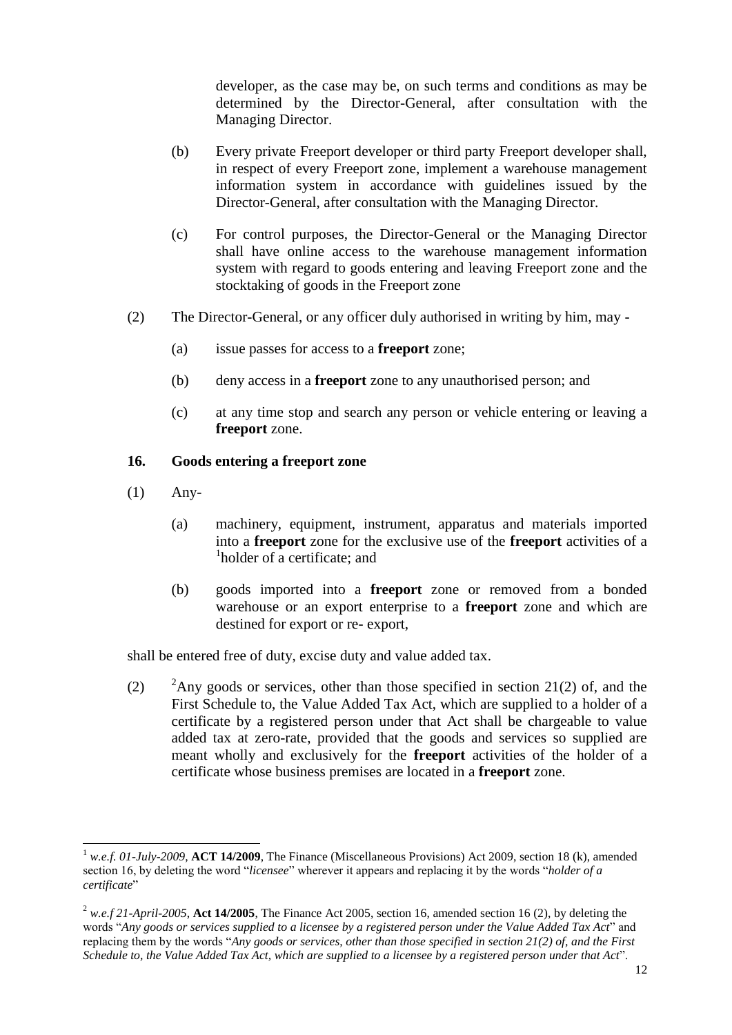developer, as the case may be, on such terms and conditions as may be determined by the Director-General, after consultation with the Managing Director.

(b) Every private Freeport developer or third party Freeport developer shall, in respect of every Freeport zone, implement a warehouse management information system in accordance with guidelines issued by the Director-General, after consultation with the Managing Director.

(c) For control purposes, the Director-General or the Managing Director shall have online access to the warehouse management information system with regard to goods entering and leaving Freeport zone and the stocktaking of goods in the Freeport zone

(2) The Director-General, or any officer duly authorised in writing by him, may -

(a) issue passes for access to a **freeport** zone;

(b) deny access in a **freeport** zone to any unauthorised person; and

(c) at any time stop and search any person or vehicle entering or leaving a **freeport** zone.

**16. Goods entering a freeport zone**

(1) Any-

(a) machinery, equipment, instrument, apparatus and materials imported into a **freeport** zone for the exclusive use of the **freeport** activities of a [1]holder of a certificate; and

(b) goods imported into a **freeport** zone or removed from a bonded warehouse or an export enterprise to a **freeport** zone and which are destined for export or re- export,

shall be entered free of duty, excise duty and value added tax.

(2) [2]Any goods or services, other than those specified in section 21(2) of, and the First Schedule to, the Value Added Tax Act, which are supplied to a holder of a certificate by a registered person under that Act shall be chargeable to value added tax at zero-rate, provided that the goods and services so supplied are meant wholly and exclusively for the **freeport** activities of the holder of a certificate whose business premises are located in a **freeport** zone.

---

[1] *w.e.f. 01-July-2009*, **ACT 14/2009**, The Finance (Miscellaneous Provisions) Act 2009, section 18 (k), amended section 16, by deleting the word "*licensee*" wherever it appears and replacing it by the words "*holder of a certificate*"

[2] *w.e.f 21-April-2005*, **Act 14/2005**, The Finance Act 2005, section 16, amended section 16 (2), by deleting the words "*Any goods or services supplied to a licensee by a registered person under the Value Added Tax Act*" and replacing them by the words "*Any goods or services, other than those specified in section 21(2) of, and the First Schedule to, the Value Added Tax Act, which are supplied to a licensee by a registered person under that Act*".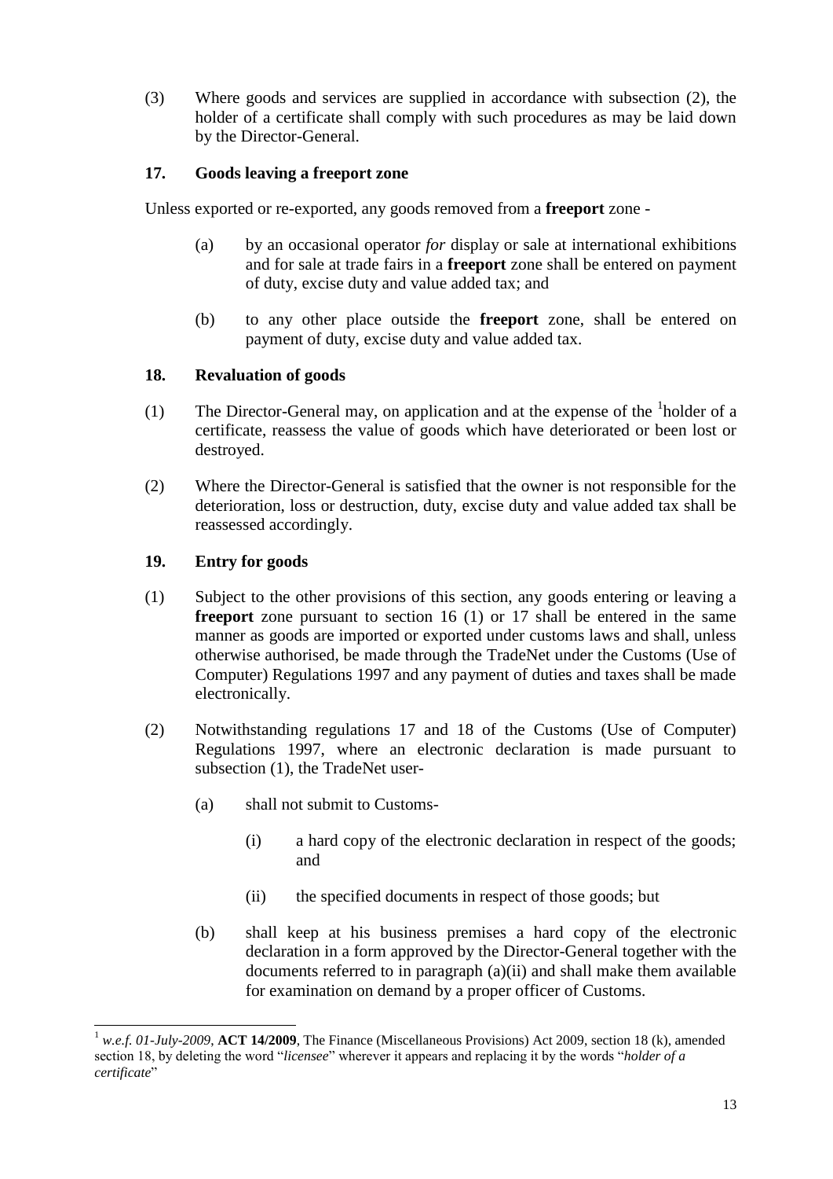(3) Where goods and services are supplied in accordance with subsection (2), the holder of a certificate shall comply with such procedures as may be laid down by the Director-General.

### 17. Goods leaving a freeport zone

Unless exported or re-exported, any goods removed from a **freeport** zone -

(a) by an occasional operator *for* display or sale at international exhibitions and for sale at trade fairs in a **freeport** zone shall be entered on payment of duty, excise duty and value added tax; and

(b) to any other place outside the **freeport** zone, shall be entered on payment of duty, excise duty and value added tax.

### 18. Revaluation of goods

(1) The Director-General may, on application and at the expense of the [1]holder of a certificate, reassess the value of goods which have deteriorated or been lost or destroyed.

(2) Where the Director-General is satisfied that the owner is not responsible for the deterioration, loss or destruction, duty, excise duty and value added tax shall be reassessed accordingly.

### 19. Entry for goods

(1) Subject to the other provisions of this section, any goods entering or leaving a **freeport** zone pursuant to section 16 (1) or 17 shall be entered in the same manner as goods are imported or exported under customs laws and shall, unless otherwise authorised, be made through the TradeNet under the Customs (Use of Computer) Regulations 1997 and any payment of duties and taxes shall be made electronically.

(2) Notwithstanding regulations 17 and 18 of the Customs (Use of Computer) Regulations 1997, where an electronic declaration is made pursuant to subsection (1), the TradeNet user-

(a) shall not submit to Customs-

(i) a hard copy of the electronic declaration in respect of the goods; and

(ii) the specified documents in respect of those goods; but

(b) shall keep at his business premises a hard copy of the electronic declaration in a form approved by the Director-General together with the documents referred to in paragraph (a)(ii) and shall make them available for examination on demand by a proper officer of Customs.

---

[1] *w.e.f. 01-July-2009*, **ACT 14/2009**, The Finance (Miscellaneous Provisions) Act 2009, section 18 (k), amended section 18, by deleting the word "*licensee*" wherever it appears and replacing it by the words "*holder of a certificate*"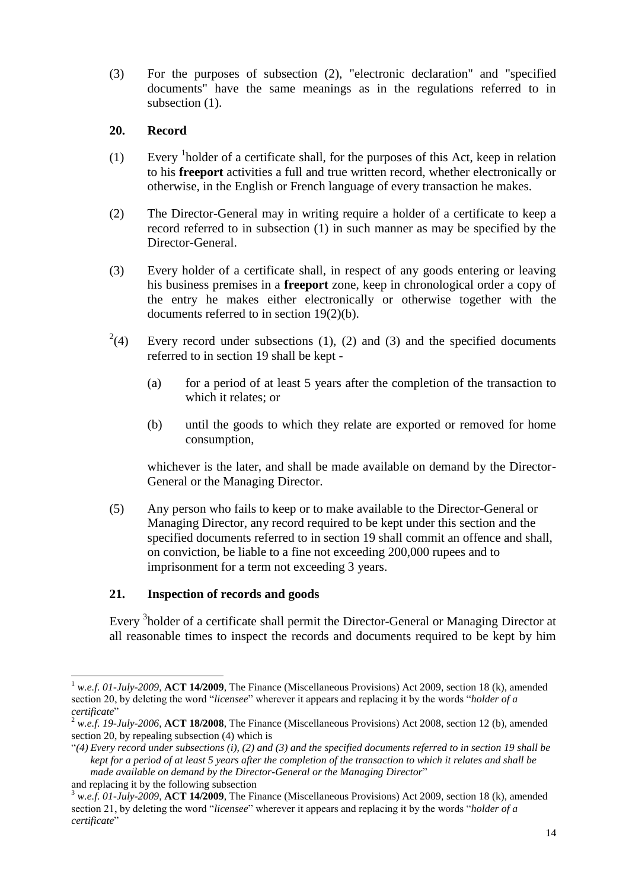(3) For the purposes of subsection (2), "electronic declaration" and "specified documents" have the same meanings as in the regulations referred to in subsection (1).

### 20. Record

(1) Every [1]holder of a certificate shall, for the purposes of this Act, keep in relation to his **freeport** activities a full and true written record, whether electronically or otherwise, in the English or French language of every transaction he makes.

(2) The Director-General may in writing require a holder of a certificate to keep a record referred to in subsection (1) in such manner as may be specified by the Director-General.

(3) Every holder of a certificate shall, in respect of any goods entering or leaving his business premises in a **freeport** zone, keep in chronological order a copy of the entry he makes either electronically or otherwise together with the documents referred to in section 19(2)(b).

[2](4) Every record under subsections (1), (2) and (3) and the specified documents referred to in section 19 shall be kept -

(a) for a period of at least 5 years after the completion of the transaction to which it relates; or

(b) until the goods to which they relate are exported or removed for home consumption,

whichever is the later, and shall be made available on demand by the Director-General or the Managing Director.

(5) Any person who fails to keep or to make available to the Director-General or Managing Director, any record required to be kept under this section and the specified documents referred to in section 19 shall commit an offence and shall, on conviction, be liable to a fine not exceeding 200,000 rupees and to imprisonment for a term not exceeding 3 years.

### 21. Inspection of records and goods

Every [3]holder of a certificate shall permit the Director-General or Managing Director at all reasonable times to inspect the records and documents required to be kept by him

---

[1] *w.e.f. 01-July-2009*, **ACT 14/2009**, The Finance (Miscellaneous Provisions) Act 2009, section 18 (k), amended section 20, by deleting the word "*licensee*" wherever it appears and replacing it by the words "*holder of a certificate*"

[2] *w.e.f. 19-July-2006*, **ACT 18/2008**, The Finance (Miscellaneous Provisions) Act 2008, section 12 (b), amended section 20, by repealing subsection (4) which is

"*(4) Every record under subsections (i), (2) and (3) and the specified documents referred to in section 19 shall be kept for a period of at least 5 years after the completion of the transaction to which it relates and shall be made available on demand by the Director-General or the Managing Director*"

and replacing it by the following subsection

[3] *w.e.f. 01-July-2009*, **ACT 14/2009**, The Finance (Miscellaneous Provisions) Act 2009, section 18 (k), amended section 21, by deleting the word "*licensee*" wherever it appears and replacing it by the words "*holder of a certificate*"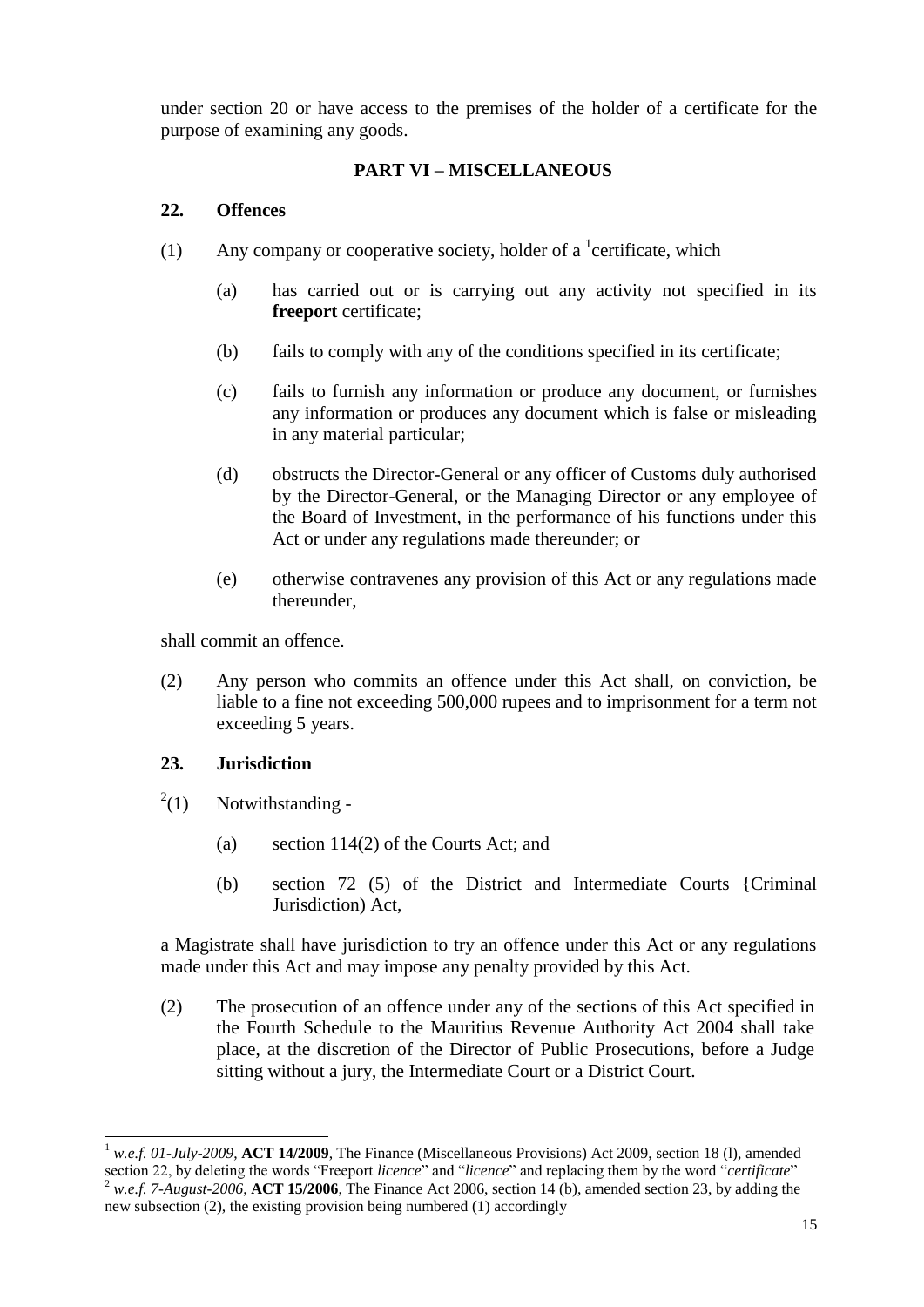under section 20 or have access to the premises of the holder of a certificate for the purpose of examining any goods.

## PART VI – MISCELLANEOUS

### 22. Offences

(1) Any company or cooperative society, holder of a [1]certificate, which

(a) has carried out or is carrying out any activity not specified in its **freeport** certificate;

(b) fails to comply with any of the conditions specified in its certificate;

(c) fails to furnish any information or produce any document, or furnishes any information or produces any document which is false or misleading in any material particular;

(d) obstructs the Director-General or any officer of Customs duly authorised by the Director-General, or the Managing Director or any employee of the Board of Investment, in the performance of his functions under this Act or under any regulations made thereunder; or

(e) otherwise contravenes any provision of this Act or any regulations made thereunder,

shall commit an offence.

(2) Any person who commits an offence under this Act shall, on conviction, be liable to a fine not exceeding 500,000 rupees and to imprisonment for a term not exceeding 5 years.

### 23. Jurisdiction

[2](1) Notwithstanding -

(a) section 114(2) of the Courts Act; and

(b) section 72 (5) of the District and Intermediate Courts {Criminal Jurisdiction) Act,

a Magistrate shall have jurisdiction to try an offence under this Act or any regulations made under this Act and may impose any penalty provided by this Act.

(2) The prosecution of an offence under any of the sections of this Act specified in the Fourth Schedule to the Mauritius Revenue Authority Act 2004 shall take place, at the discretion of the Director of Public Prosecutions, before a Judge sitting without a jury, the Intermediate Court or a District Court.

---

[1] *w.e.f. 01-July-2009*, **ACT 14/2009**, The Finance (Miscellaneous Provisions) Act 2009, section 18 (l), amended section 22, by deleting the words "Freeport *licence*" and "*licence*" and replacing them by the word "*certificate*"

[2] *w.e.f. 7-August-2006*, **ACT 15/2006**, The Finance Act 2006, section 14 (b), amended section 23, by adding the new subsection (2), the existing provision being numbered (1) accordingly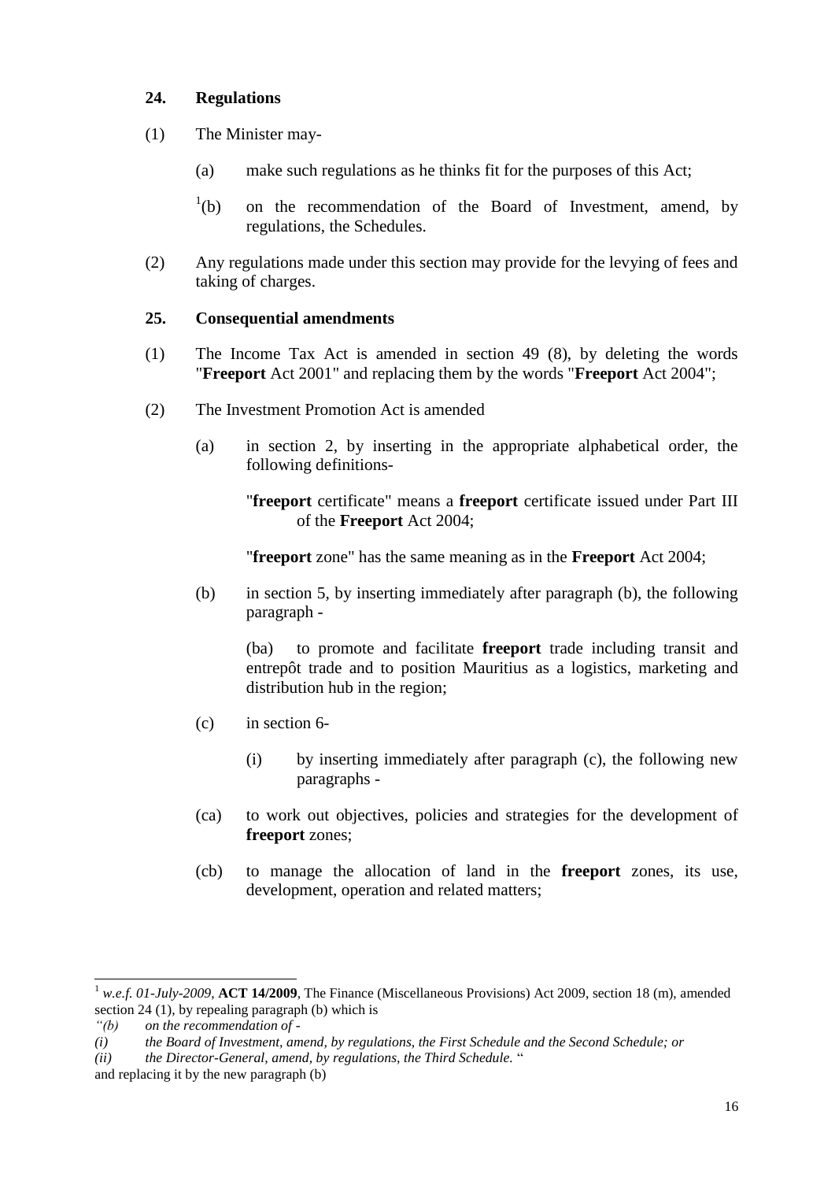**24. Regulations**

(1) The Minister may-

(a) make such regulations as he thinks fit for the purposes of this Act;

[1](b) on the recommendation of the Board of Investment, amend, by regulations, the Schedules.

(2) Any regulations made under this section may provide for the levying of fees and taking of charges.

**25. Consequential amendments**

(1) The Income Tax Act is amended in section 49 (8), by deleting the words "**Freeport** Act 2001" and replacing them by the words "**Freeport** Act 2004";

(2) The Investment Promotion Act is amended

(a) in section 2, by inserting in the appropriate alphabetical order, the following definitions-

"**freeport** certificate" means a **freeport** certificate issued under Part III of the **Freeport** Act 2004;

"**freeport** zone" has the same meaning as in the **Freeport** Act 2004;

(b) in section 5, by inserting immediately after paragraph (b), the following paragraph -

(ba) to promote and facilitate **freeport** trade including transit and entrepôt trade and to position Mauritius as a logistics, marketing and distribution hub in the region;

(c) in section 6-

(i) by inserting immediately after paragraph (c), the following new paragraphs -

(ca) to work out objectives, policies and strategies for the development of **freeport** zones;

(cb) to manage the allocation of land in the **freeport** zones, its use, development, operation and related matters;

---

[1] *w.e.f. 01-July-2009*, **ACT 14/2009**, The Finance (Miscellaneous Provisions) Act 2009, section 18 (m), amended section 24 (1), by repealing paragraph (b) which is

*"(b) on the recommendation of -*

*(i) the Board of Investment, amend, by regulations, the First Schedule and the Second Schedule; or*

*(ii) the Director-General, amend, by regulations, the Third Schedule.* "

and replacing it by the new paragraph (b)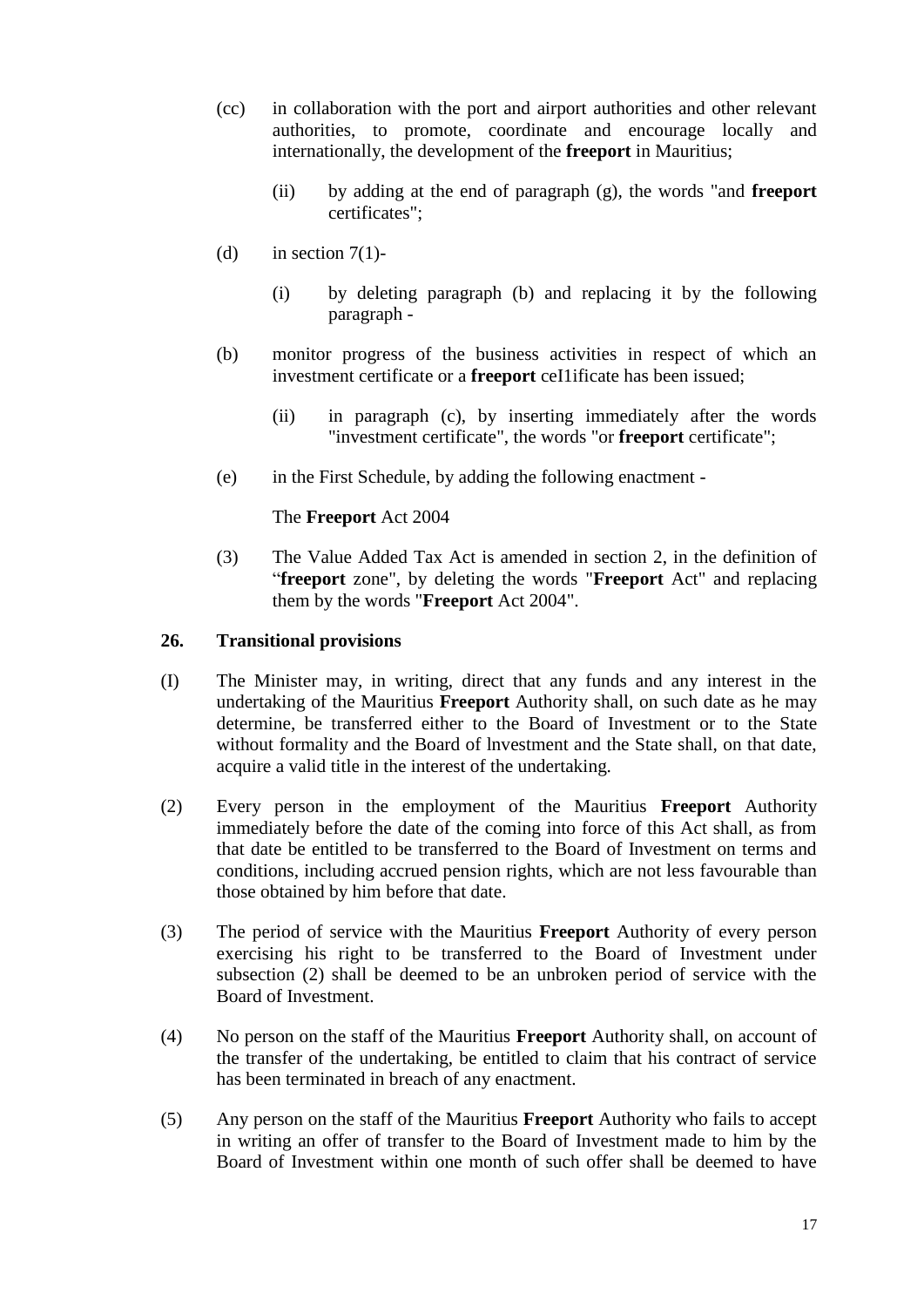(cc) in collaboration with the port and airport authorities and other relevant authorities, to promote, coordinate and encourage locally and internationally, the development of the **freeport** in Mauritius;

(ii) by adding at the end of paragraph (g), the words "and **freeport** certificates";

(d) in section 7(1)-

(i) by deleting paragraph (b) and replacing it by the following paragraph -

(b) monitor progress of the business activities in respect of which an investment certificate or a **freeport** ceI1ificate has been issued;

(ii) in paragraph (c), by inserting immediately after the words "investment certificate", the words "or **freeport** certificate";

(e) in the First Schedule, by adding the following enactment -

The **Freeport** Act 2004

(3) The Value Added Tax Act is amended in section 2, in the definition of "**freeport** zone", by deleting the words "**Freeport** Act" and replacing them by the words "**Freeport** Act 2004".

**26. Transitional provisions**

(I) The Minister may, in writing, direct that any funds and any interest in the undertaking of the Mauritius **Freeport** Authority shall, on such date as he may determine, be transferred either to the Board of Investment or to the State without formality and the Board of lnvestment and the State shall, on that date, acquire a valid title in the interest of the undertaking.

(2) Every person in the employment of the Mauritius **Freeport** Authority immediately before the date of the coming into force of this Act shall, as from that date be entitled to be transferred to the Board of Investment on terms and conditions, including accrued pension rights, which are not less favourable than those obtained by him before that date.

(3) The period of service with the Mauritius **Freeport** Authority of every person exercising his right to be transferred to the Board of Investment under subsection (2) shall be deemed to be an unbroken period of service with the Board of Investment.

(4) No person on the staff of the Mauritius **Freeport** Authority shall, on account of the transfer of the undertaking, be entitled to claim that his contract of service has been terminated in breach of any enactment.

(5) Any person on the staff of the Mauritius **Freeport** Authority who fails to accept in writing an offer of transfer to the Board of Investment made to him by the Board of Investment within one month of such offer shall be deemed to have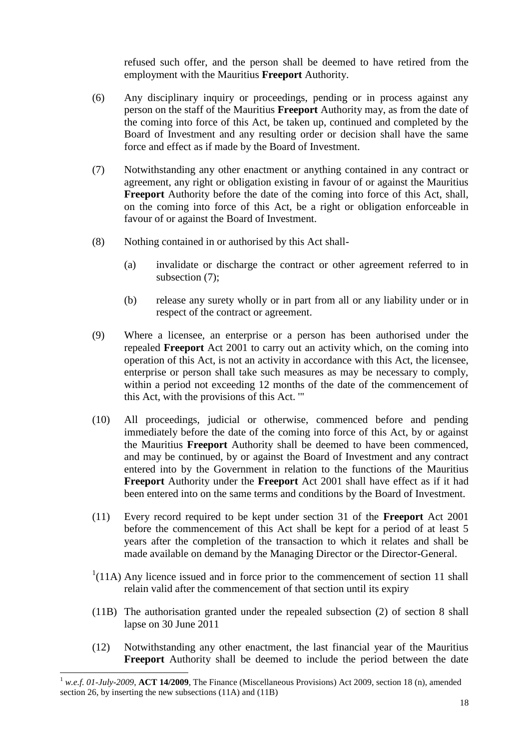refused such offer, and the person shall be deemed to have retired from the employment with the Mauritius **Freeport** Authority.

(6) Any disciplinary inquiry or proceedings, pending or in process against any person on the staff of the Mauritius **Freeport** Authority may, as from the date of the coming into force of this Act, be taken up, continued and completed by the Board of Investment and any resulting order or decision shall have the same force and effect as if made by the Board of Investment.

(7) Notwithstanding any other enactment or anything contained in any contract or agreement, any right or obligation existing in favour of or against the Mauritius **Freeport** Authority before the date of the coming into force of this Act, shall, on the coming into force of this Act, be a right or obligation enforceable in favour of or against the Board of Investment.

(8) Nothing contained in or authorised by this Act shall-

(a) invalidate or discharge the contract or other agreement referred to in subsection (7);

(b) release any surety wholly or in part from all or any liability under or in respect of the contract or agreement.

(9) Where a licensee, an enterprise or a person has been authorised under the repealed **Freeport** Act 2001 to carry out an activity which, on the coming into operation of this Act, is not an activity in accordance with this Act, the licensee, enterprise or person shall take such measures as may be necessary to comply, within a period not exceeding 12 months of the date of the commencement of this Act, with the provisions of this Act. '"

(10) All proceedings, judicial or otherwise, commenced before and pending immediately before the date of the coming into force of this Act, by or against the Mauritius **Freeport** Authority shall be deemed to have been commenced, and may be continued, by or against the Board of Investment and any contract entered into by the Government in relation to the functions of the Mauritius **Freeport** Authority under the **Freeport** Act 2001 shall have effect as if it had been entered into on the same terms and conditions by the Board of Investment.

(11) Every record required to be kept under section 31 of the **Freeport** Act 2001 before the commencement of this Act shall be kept for a period of at least 5 years after the completion of the transaction to which it relates and shall be made available on demand by the Managing Director or the Director-General.

[1](11A) Any licence issued and in force prior to the commencement of section 11 shall relain valid after the commencement of that section until its expiry

(11B) The authorisation granted under the repealed subsection (2) of section 8 shall lapse on 30 June 2011

(12) Notwithstanding any other enactment, the last financial year of the Mauritius **Freeport** Authority shall be deemed to include the period between the date

---

[1] *w.e.f. 01-July-2009*, **ACT 14/2009**, The Finance (Miscellaneous Provisions) Act 2009, section 18 (n), amended section 26, by inserting the new subsections (11A) and (11B)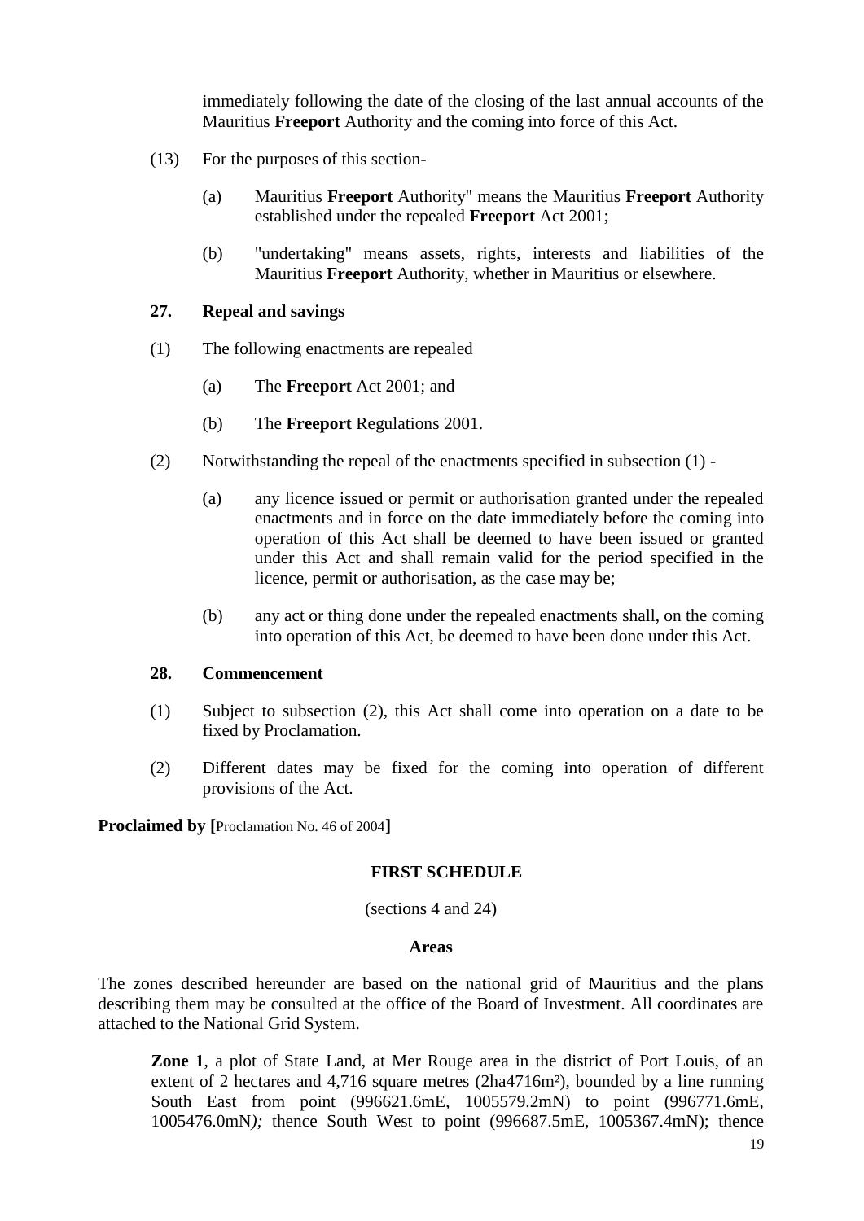immediately following the date of the closing of the last annual accounts of the Mauritius **Freeport** Authority and the coming into force of this Act.

(13) For the purposes of this section-

(a) Mauritius **Freeport** Authority" means the Mauritius **Freeport** Authority established under the repealed **Freeport** Act 2001;

(b) "undertaking" means assets, rights, interests and liabilities of the Mauritius **Freeport** Authority, whether in Mauritius or elsewhere.

**27. Repeal and savings**

(1) The following enactments are repealed

(a) The **Freeport** Act 2001; and

(b) The **Freeport** Regulations 2001.

(2) Notwithstanding the repeal of the enactments specified in subsection (1) -

(a) any licence issued or permit or authorisation granted under the repealed enactments and in force on the date immediately before the coming into operation of this Act shall be deemed to have been issued or granted under this Act and shall remain valid for the period specified in the licence, permit or authorisation, as the case may be;

(b) any act or thing done under the repealed enactments shall, on the coming into operation of this Act, be deemed to have been done under this Act.

**28. Commencement**

(1) Subject to subsection (2), this Act shall come into operation on a date to be fixed by Proclamation.

(2) Different dates may be fixed for the coming into operation of different provisions of the Act.

**Proclaimed by [**Proclamation No. 46 of 2004**]**

**FIRST SCHEDULE**

(sections 4 and 24)

**Areas**

The zones described hereunder are based on the national grid of Mauritius and the plans describing them may be consulted at the office of the Board of Investment. All coordinates are attached to the National Grid System.

**Zone 1**, a plot of State Land, at Mer Rouge area in the district of Port Louis, of an extent of 2 hectares and 4,716 square metres (2ha4716m²), bounded by a line running South East from point (996621.6mE, 1005579.2mN) to point (996771.6mE, 1005476.0mN*);* thence South West to point (996687.5mE, 1005367.4mN); thence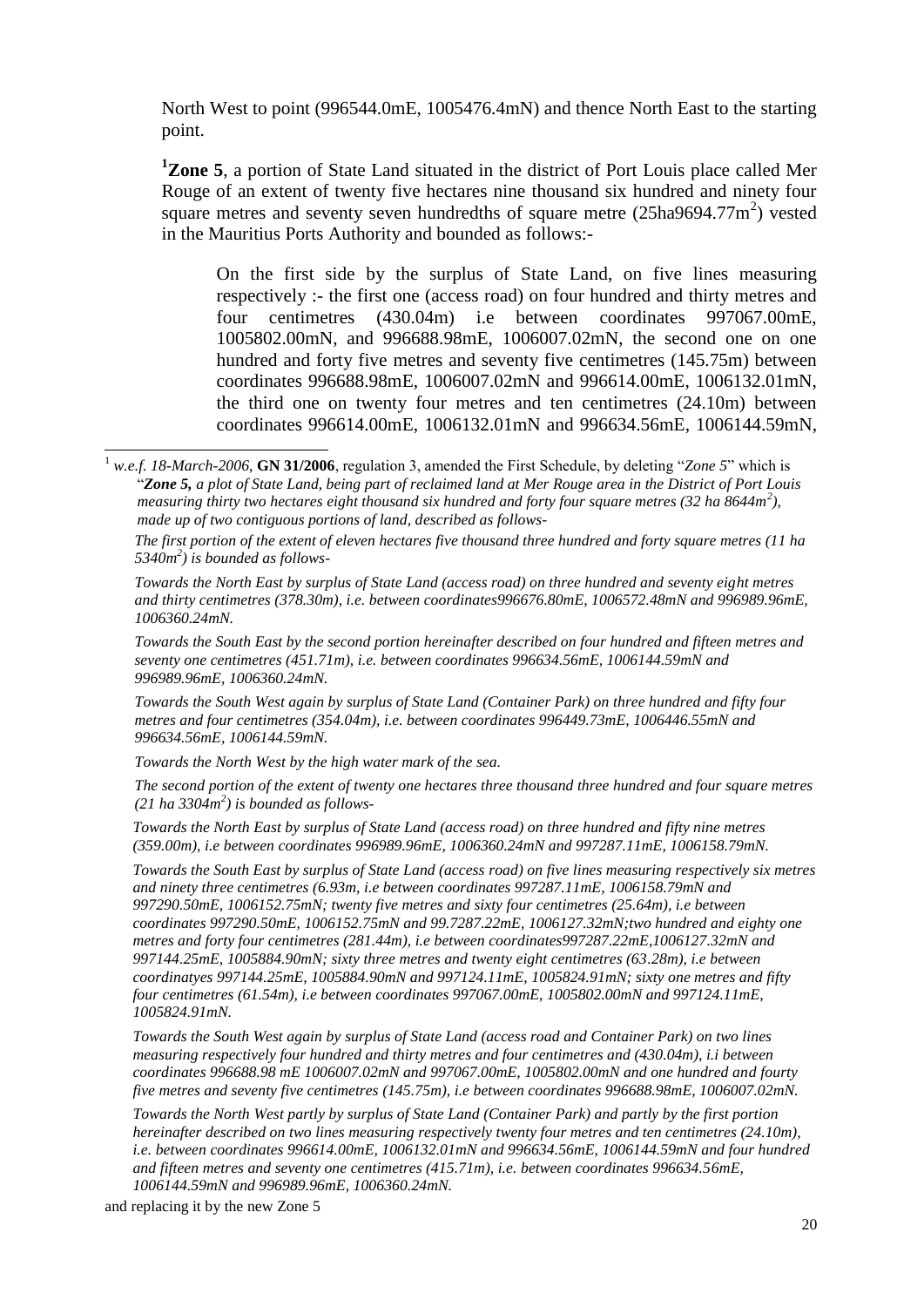North West to point (996544.0mE, 1005476.4mN) and thence North East to the starting point.

[1]**Zone 5**, a portion of State Land situated in the district of Port Louis place called Mer Rouge of an extent of twenty five hectares nine thousand six hundred and ninety four square metres and seventy seven hundredths of square metre (25ha9694.77m$^2$) vested in the Mauritius Ports Authority and bounded as follows:-

> On the first side by the surplus of State Land, on five lines measuring respectively :- the first one (access road) on four hundred and thirty metres and four centimetres (430.04m) i.e between coordinates 997067.00mE, 1005802.00mN, and 996688.98mE, 1006007.02mN, the second one on one hundred and forty five metres and seventy five centimetres (145.75m) between coordinates 996688.98mE, 1006007.02mN and 996614.00mE, 1006132.01mN, the third one on twenty four metres and ten centimetres (24.10m) between coordinates 996614.00mE, 1006132.01mN and 996634.56mE, 1006144.59mN,

---

[1] *w.e.f. 18-March-2006*, **GN 31/2006**, regulation 3, amended the First Schedule, by deleting "*Zone 5*" which is "***Zone 5,*** *a plot of State Land, being part of reclaimed land at Mer Rouge area in the District of Port Louis measuring thirty two hectares eight thousand six hundred and forty four square metres (32 ha 8644m$^2$), made up of two contiguous portions of land, described as follows-*

*The first portion of the extent of eleven hectares five thousand three hundred and forty square metres (11 ha 5340m$^2$) is bounded as follows-*

*Towards the North East by surplus of State Land (access road) on three hundred and seventy eight metres and thirty centimetres (378.30m), i.e. between coordinates996676.80mE, 1006572.48mN and 996989.96mE, 1006360.24mN.*

*Towards the South East by the second portion hereinafter described on four hundred and fifteen metres and seventy one centimetres (451.71m), i.e. between coordinates 996634.56mE, 1006144.59mN and 996989.96mE, 1006360.24mN.*

*Towards the South West again by surplus of State Land (Container Park) on three hundred and fifty four metres and four centimetres (354.04m), i.e. between coordinates 996449.73mE, 1006446.55mN and 996634.56mE, 1006144.59mN.*

*Towards the North West by the high water mark of the sea.*

*The second portion of the extent of twenty one hectares three thousand three hundred and four square metres (21 ha 3304m$^2$) is bounded as follows-*

*Towards the North East by surplus of State Land (access road) on three hundred and fifty nine metres (359.00m), i.e between coordinates 996989.96mE, 1006360.24mN and 997287.11mE, 1006158.79mN.*

*Towards the South East by surplus of State Land (access road) on five lines measuring respectively six metres and ninety three centimetres (6.93m, i.e between coordinates 997287.11mE, 1006158.79mN and 997290.50mE, 1006152.75mN; twenty five metres and sixty four centimetres (25.64m), i.e between coordinates 997290.50mE, 1006152.75mN and 99.7287.22mE, 1006127.32mN;two hundred and eighty one metres and forty four centimetres (281.44m), i.e between coordinates997287.22mE,1006127.32mN and 997144.25mE, 1005884.90mN; sixty three metres and twenty eight centimetres (63.28m), i.e between coordinatyes 997144.25mE, 1005884.90mN and 997124.11mE, 1005824.91mN; sixty one metres and fifty four centimetres (61.54m), i.e between coordinates 997067.00mE, 1005802.00mN and 997124.11mE, 1005824.91mN.*

*Towards the South West again by surplus of State Land (access road and Container Park) on two lines measuring respectively four hundred and thirty metres and four centimetres and (430.04m), i.i between coordinates 996688.98 mE 1006007.02mN and 997067.00mE, 1005802.00mN and one hundred and fourty five metres and seventy five centimetres (145.75m), i.e between coordinates 996688.98mE, 1006007.02mN.*

*Towards the North West partly by surplus of State Land (Container Park) and partly by the first portion hereinafter described on two lines measuring respectively twenty four metres and ten centimetres (24.10m), i.e. between coordinates 996614.00mE, 1006132.01mN and 996634.56mE, 1006144.59mN and four hundred and fifteen metres and seventy one centimetres (415.71m), i.e. between coordinates 996634.56mE, 1006144.59mN and 996989.96mE, 1006360.24mN.*

and replacing it by the new Zone 5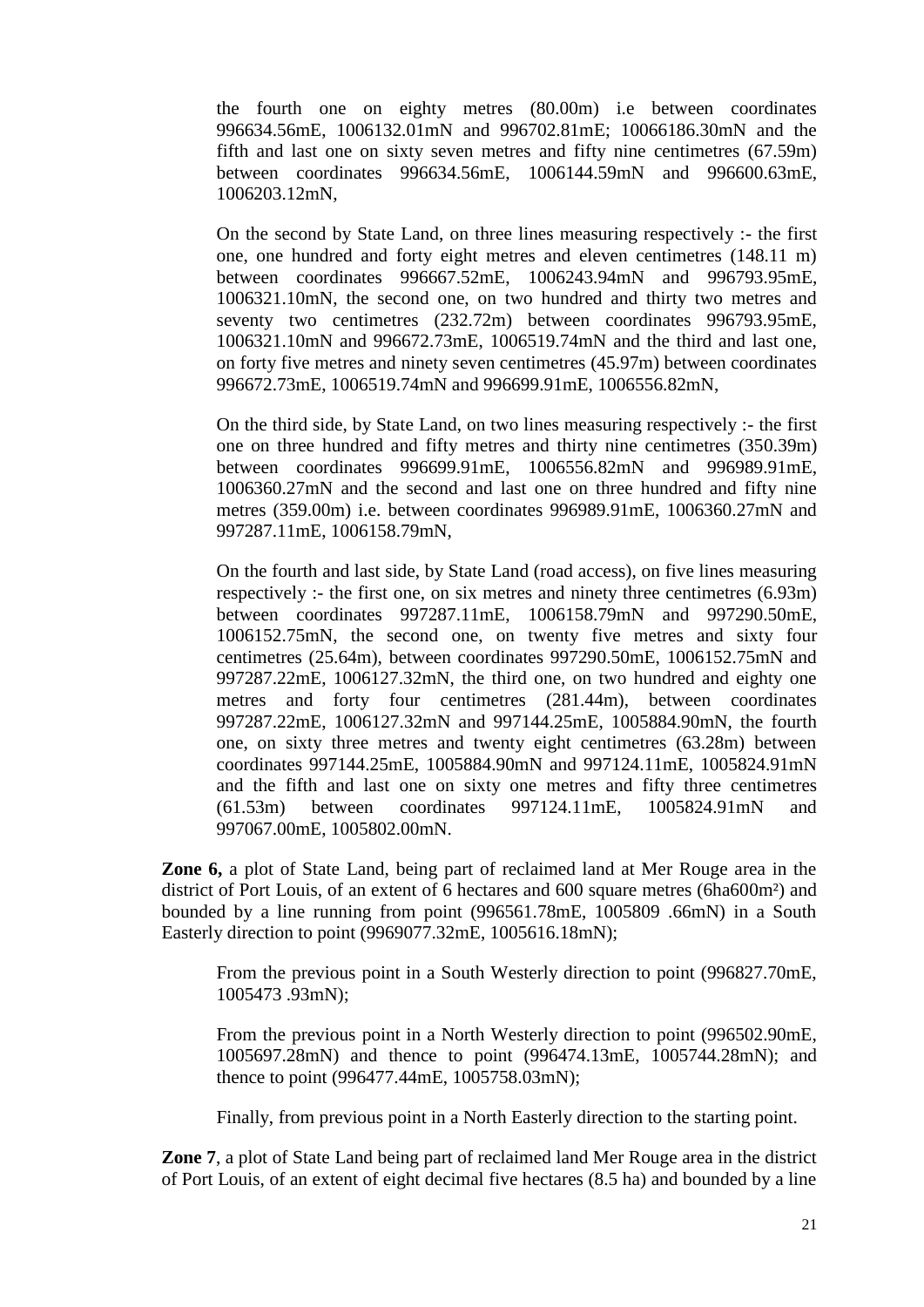the fourth one on eighty metres (80.00m) i.e between coordinates 996634.56mE, 1006132.01mN and 996702.81mE; 10066186.30mN and the fifth and last one on sixty seven metres and fifty nine centimetres (67.59m) between coordinates 996634.56mE, 1006144.59mN and 996600.63mE, 1006203.12mN,

On the second by State Land, on three lines measuring respectively :- the first one, one hundred and forty eight metres and eleven centimetres (148.11 m) between coordinates 996667.52mE, 1006243.94mN and 996793.95mE, 1006321.10mN, the second one, on two hundred and thirty two metres and seventy two centimetres (232.72m) between coordinates 996793.95mE, 1006321.10mN and 996672.73mE, 1006519.74mN and the third and last one, on forty five metres and ninety seven centimetres (45.97m) between coordinates 996672.73mE, 1006519.74mN and 996699.91mE, 1006556.82mN,

On the third side, by State Land, on two lines measuring respectively :- the first one on three hundred and fifty metres and thirty nine centimetres (350.39m) between coordinates 996699.91mE, 1006556.82mN and 996989.91mE, 1006360.27mN and the second and last one on three hundred and fifty nine metres (359.00m) i.e. between coordinates 996989.91mE, 1006360.27mN and 997287.11mE, 1006158.79mN,

On the fourth and last side, by State Land (road access), on five lines measuring respectively :- the first one, on six metres and ninety three centimetres (6.93m) between coordinates 997287.11mE, 1006158.79mN and 997290.50mE, 1006152.75mN, the second one, on twenty five metres and sixty four centimetres (25.64m), between coordinates 997290.50mE, 1006152.75mN and 997287.22mE, 1006127.32mN, the third one, on two hundred and eighty one metres and forty four centimetres (281.44m), between coordinates 997287.22mE, 1006127.32mN and 997144.25mE, 1005884.90mN, the fourth one, on sixty three metres and twenty eight centimetres (63.28m) between coordinates 997144.25mE, 1005884.90mN and 997124.11mE, 1005824.91mN and the fifth and last one on sixty one metres and fifty three centimetres (61.53m) between coordinates 997124.11mE, 1005824.91mN and 997067.00mE, 1005802.00mN.

**Zone 6,** a plot of State Land, being part of reclaimed land at Mer Rouge area in the district of Port Louis, of an extent of 6 hectares and 600 square metres (6ha600m²) and bounded by a line running from point (996561.78mE, 1005809 .66mN) in a South Easterly direction to point (9969077.32mE, 1005616.18mN);

From the previous point in a South Westerly direction to point (996827.70mE, 1005473 .93mN);

From the previous point in a North Westerly direction to point (996502.90mE, 1005697.28mN) and thence to point (996474.13mE, 1005744.28mN); and thence to point (996477.44mE, 1005758.03mN);

Finally, from previous point in a North Easterly direction to the starting point.

**Zone 7**, a plot of State Land being part of reclaimed land Mer Rouge area in the district of Port Louis, of an extent of eight decimal five hectares (8.5 ha) and bounded by a line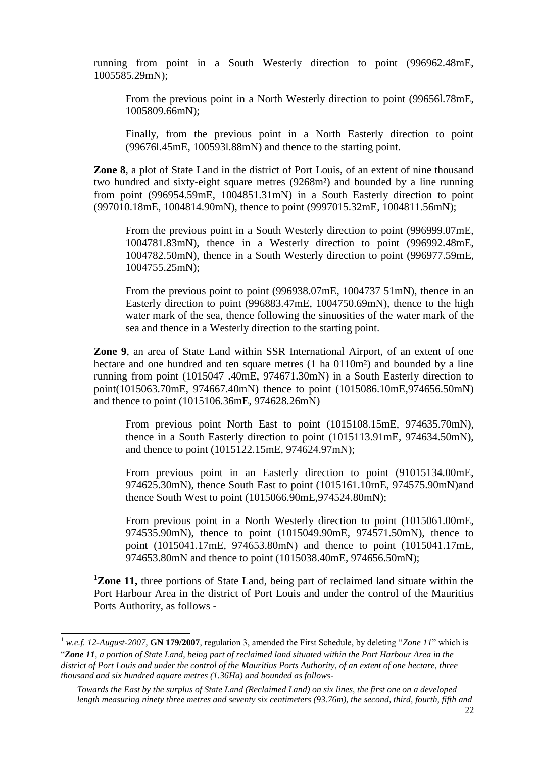running from point in a South Westerly direction to point (996962.48mE, 1005585.29mN);

From the previous point in a North Westerly direction to point (99656l.78mE, 1005809.66mN);

Finally, from the previous point in a North Easterly direction to point (99676l.45mE, 100593l.88mN) and thence to the starting point.

**Zone 8**, a plot of State Land in the district of Port Louis, of an extent of nine thousand two hundred and sixty-eight square metres (9268m²) and bounded by a line running from point (996954.59mE, 1004851.31mN) in a South Easterly direction to point (997010.18mE, 1004814.90mN), thence to point (9997015.32mE, 1004811.56mN);

From the previous point in a South Westerly direction to point (996999.07mE, 1004781.83mN), thence in a Westerly direction to point (996992.48mE, 1004782.50mN), thence in a South Westerly direction to point (996977.59mE, 1004755.25mN);

From the previous point to point (996938.07mE, 1004737 51mN), thence in an Easterly direction to point (996883.47mE, 1004750.69mN), thence to the high water mark of the sea, thence following the sinuosities of the water mark of the sea and thence in a Westerly direction to the starting point.

**Zone 9**, an area of State Land within SSR International Airport, of an extent of one hectare and one hundred and ten square metres (1 ha 0110m²) and bounded by a line running from point (1015047 .40mE, 974671.30mN) in a South Easterly direction to point(1015063.70mE, 974667.40mN) thence to point (1015086.10mE,974656.50mN) and thence to point (1015106.36mE, 974628.26mN)

From previous point North East to point (1015108.15mE, 974635.70mN), thence in a South Easterly direction to point (1015113.91mE, 974634.50mN), and thence to point (1015122.15mE, 974624.97mN);

From previous point in an Easterly direction to point (91015134.00mE, 974625.30mN), thence South East to point (1015161.10rnE, 974575.90mN)and thence South West to point (1015066.90mE,974524.80mN);

From previous point in a North Westerly direction to point (1015061.00mE, 974535.90mN), thence to point (1015049.90mE, 974571.50mN), thence to point (1015041.17mE, 974653.80mN) and thence to point (1015041.17mE, 974653.80mN and thence to point (1015038.40mE, 974656.50mN);

[1]**Zone 11,** three portions of State Land, being part of reclaimed land situate within the Port Harbour Area in the district of Port Louis and under the control of the Mauritius Ports Authority, as follows -

---

[1] *w.e.f. 12-August-2007*, **GN 179/2007**, regulation 3, amended the First Schedule, by deleting "*Zone 11*" which is "***Zone 11****, a portion of State Land, being part of reclaimed land situated within the Port Harbour Area in the district of Port Louis and under the control of the Mauritius Ports Authority, of an extent of one hectare, three thousand and six hundred aquare metres (1.36Ha) and bounded as follows-*

*Towards the East by the surplus of State Land (Reclaimed Land) on six lines, the first one on a developed length measuring ninety three metres and seventy six centimeters (93.76m), the second, third, fourth, fifth and*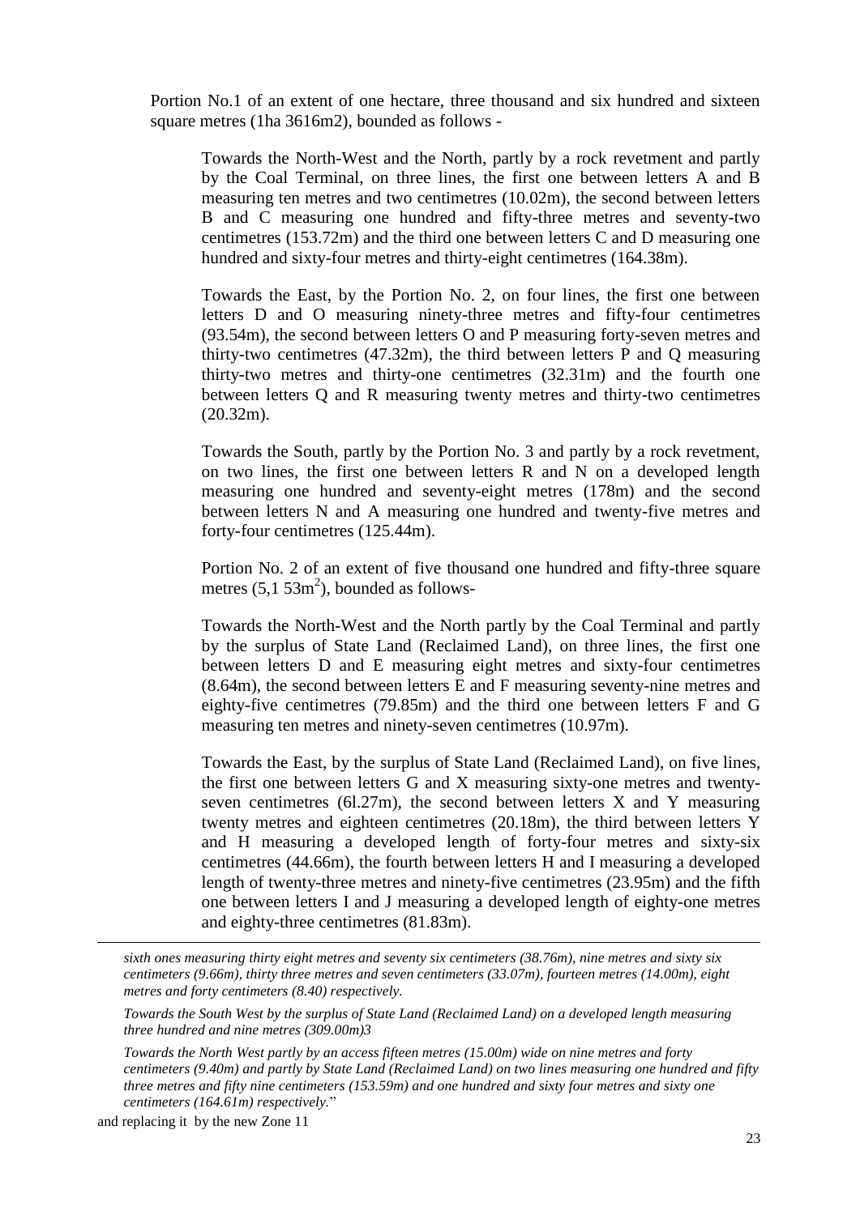Portion No.1 of an extent of one hectare, three thousand and six hundred and sixteen square metres (1ha 3616m2), bounded as follows -

> Towards the North-West and the North, partly by a rock revetment and partly by the Coal Terminal, on three lines, the first one between letters A and B measuring ten metres and two centimetres (10.02m), the second between letters B and C measuring one hundred and fifty-three metres and seventy-two centimetres (153.72m) and the third one between letters C and D measuring one hundred and sixty-four metres and thirty-eight centimetres (164.38m).
>
> Towards the East, by the Portion No. 2, on four lines, the first one between letters D and O measuring ninety-three metres and fifty-four centimetres (93.54m), the second between letters O and P measuring forty-seven metres and thirty-two centimetres (47.32m), the third between letters P and Q measuring thirty-two metres and thirty-one centimetres (32.31m) and the fourth one between letters Q and R measuring twenty metres and thirty-two centimetres (20.32m).
>
> Towards the South, partly by the Portion No. 3 and partly by a rock revetment, on two lines, the first one between letters R and N on a developed length measuring one hundred and seventy-eight metres (178m) and the second between letters N and A measuring one hundred and twenty-five metres and forty-four centimetres (125.44m).
>
> Portion No. 2 of an extent of five thousand one hundred and fifty-three square metres (5,1 53m$^2$), bounded as follows-
>
> Towards the North-West and the North partly by the Coal Terminal and partly by the surplus of State Land (Reclaimed Land), on three lines, the first one between letters D and E measuring eight metres and sixty-four centimetres (8.64m), the second between letters E and F measuring seventy-nine metres and eighty-five centimetres (79.85m) and the third one between letters F and G measuring ten metres and ninety-seven centimetres (10.97m).
>
> Towards the East, by the surplus of State Land (Reclaimed Land), on five lines, the first one between letters G and X measuring sixty-one metres and twenty-seven centimetres (6l.27m), the second between letters X and Y measuring twenty metres and eighteen centimetres (20.18m), the third between letters Y and H measuring a developed length of forty-four metres and sixty-six centimetres (44.66m), the fourth between letters H and I measuring a developed length of twenty-three metres and ninety-five centimetres (23.95m) and the fifth one between letters I and J measuring a developed length of eighty-one metres and eighty-three centimetres (81.83m).

---

*sixth ones measuring thirty eight metres and seventy six centimeters (38.76m), nine metres and sixty six centimeters (9.66m), thirty three metres and seven centimeters (33.07m), fourteen metres (14.00m), eight metres and forty centimeters (8.40) respectively.*

*Towards the South West by the surplus of State Land (Reclaimed Land) on a developed length measuring three hundred and nine metres (309.00m)3*

*Towards the North West partly by an access fifteen metres (15.00m) wide on nine metres and forty centimeters (9.40m) and partly by State Land (Reclaimed Land) on two lines measuring one hundred and fifty three metres and fifty nine centimeters (153.59m) and one hundred and sixty four metres and sixty one centimeters (164.61m) respectively.*"

and replacing it by the new Zone 11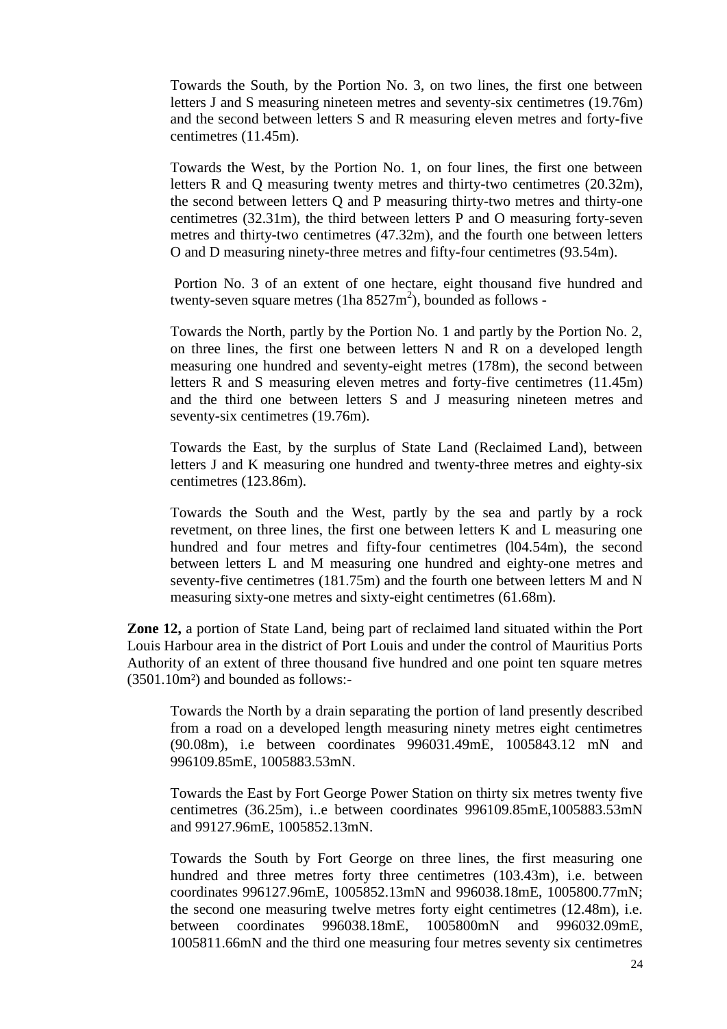Towards the South, by the Portion No. 3, on two lines, the first one between letters J and S measuring nineteen metres and seventy-six centimetres (19.76m) and the second between letters S and R measuring eleven metres and forty-five centimetres (11.45m).

Towards the West, by the Portion No. 1, on four lines, the first one between letters R and Q measuring twenty metres and thirty-two centimetres (20.32m), the second between letters Q and P measuring thirty-two metres and thirty-one centimetres (32.31m), the third between letters P and O measuring forty-seven metres and thirty-two centimetres (47.32m), and the fourth one between letters O and D measuring ninety-three metres and fifty-four centimetres (93.54m).

Portion No. 3 of an extent of one hectare, eight thousand five hundred and twenty-seven square metres (1ha 8527m$^2$), bounded as follows -

Towards the North, partly by the Portion No. 1 and partly by the Portion No. 2, on three lines, the first one between letters N and R on a developed length measuring one hundred and seventy-eight metres (178m), the second between letters R and S measuring eleven metres and forty-five centimetres (11.45m) and the third one between letters S and J measuring nineteen metres and seventy-six centimetres (19.76m).

Towards the East, by the surplus of State Land (Reclaimed Land), between letters J and K measuring one hundred and twenty-three metres and eighty-six centimetres (123.86m).

Towards the South and the West, partly by the sea and partly by a rock revetment, on three lines, the first one between letters K and L measuring one hundred and four metres and fifty-four centimetres (l04.54m), the second between letters L and M measuring one hundred and eighty-one metres and seventy-five centimetres (181.75m) and the fourth one between letters M and N measuring sixty-one metres and sixty-eight centimetres (61.68m).

**Zone 12,** a portion of State Land, being part of reclaimed land situated within the Port Louis Harbour area in the district of Port Louis and under the control of Mauritius Ports Authority of an extent of three thousand five hundred and one point ten square metres (3501.10m²) and bounded as follows:-

Towards the North by a drain separating the portion of land presently described from a road on a developed length measuring ninety metres eight centimetres (90.08m), i.e between coordinates 996031.49mE, 1005843.12 mN and 996109.85mE, 1005883.53mN.

Towards the East by Fort George Power Station on thirty six metres twenty five centimetres (36.25m), i..e between coordinates 996109.85mE,1005883.53mN and 99127.96mE, 1005852.13mN.

Towards the South by Fort George on three lines, the first measuring one hundred and three metres forty three centimetres (103.43m), i.e. between coordinates 996127.96mE, 1005852.13mN and 996038.18mE, 1005800.77mN; the second one measuring twelve metres forty eight centimetres (12.48m), i.e. between coordinates 996038.18mE, 1005800mN and 996032.09mE, 1005811.66mN and the third one measuring four metres seventy six centimetres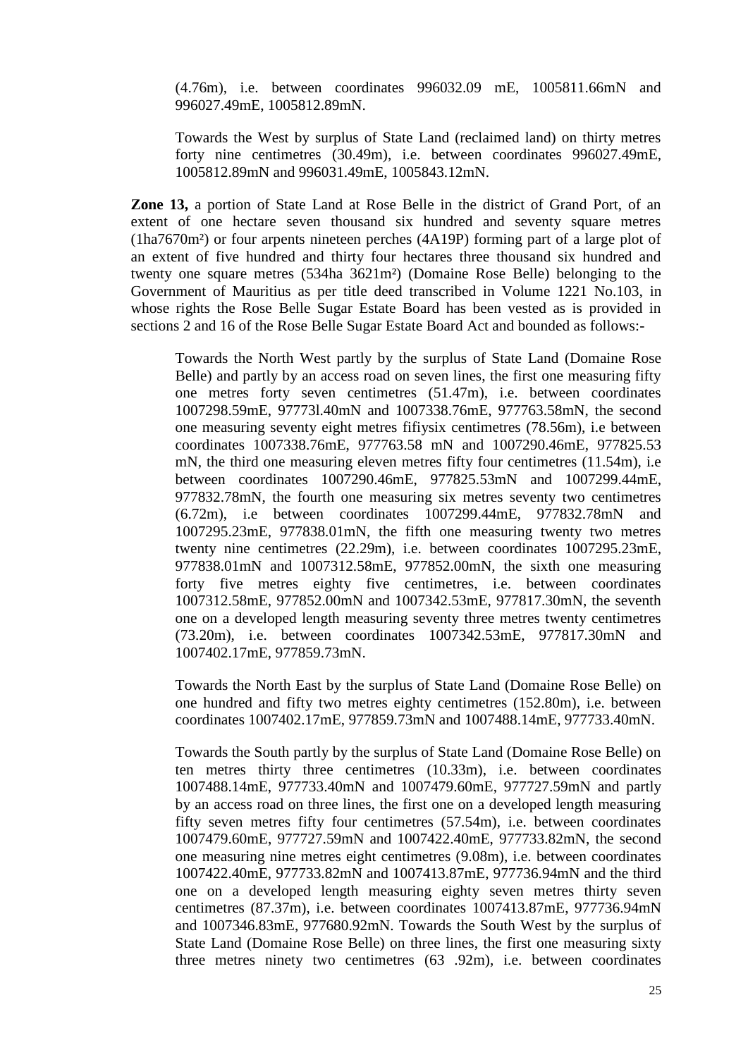(4.76m), i.e. between coordinates 996032.09 mE, 1005811.66mN and 996027.49mE, 1005812.89mN.

Towards the West by surplus of State Land (reclaimed land) on thirty metres forty nine centimetres (30.49m), i.e. between coordinates 996027.49mE, 1005812.89mN and 996031.49mE, 1005843.12mN.

**Zone 13,** a portion of State Land at Rose Belle in the district of Grand Port, of an extent of one hectare seven thousand six hundred and seventy square metres (1ha7670m²) or four arpents nineteen perches (4A19P) forming part of a large plot of an extent of five hundred and thirty four hectares three thousand six hundred and twenty one square metres (534ha 3621m²) (Domaine Rose Belle) belonging to the Government of Mauritius as per title deed transcribed in Volume 1221 No.103, in whose rights the Rose Belle Sugar Estate Board has been vested as is provided in sections 2 and 16 of the Rose Belle Sugar Estate Board Act and bounded as follows:-

Towards the North West partly by the surplus of State Land (Domaine Rose Belle) and partly by an access road on seven lines, the first one measuring fifty one metres forty seven centimetres (51.47m), i.e. between coordinates 1007298.59mE, 97773l.40mN and 1007338.76mE, 977763.58mN, the second one measuring seventy eight metres fifiysix centimetres (78.56m), i.e between coordinates 1007338.76mE, 977763.58 mN and 1007290.46mE, 977825.53 mN, the third one measuring eleven metres fifty four centimetres (11.54m), i.e between coordinates 1007290.46mE, 977825.53mN and 1007299.44mE, 977832.78mN, the fourth one measuring six metres seventy two centimetres (6.72m), i.e between coordinates 1007299.44mE, 977832.78mN and 1007295.23mE, 977838.01mN, the fifth one measuring twenty two metres twenty nine centimetres (22.29m), i.e. between coordinates 1007295.23mE, 977838.01mN and 1007312.58mE, 977852.00mN, the sixth one measuring forty five metres eighty five centimetres, i.e. between coordinates 1007312.58mE, 977852.00mN and 1007342.53mE, 977817.30mN, the seventh one on a developed length measuring seventy three metres twenty centimetres (73.20m), i.e. between coordinates 1007342.53mE, 977817.30mN and 1007402.17mE, 977859.73mN.

Towards the North East by the surplus of State Land (Domaine Rose Belle) on one hundred and fifty two metres eighty centimetres (152.80m), i.e. between coordinates 1007402.17mE, 977859.73mN and 1007488.14mE, 977733.40mN.

Towards the South partly by the surplus of State Land (Domaine Rose Belle) on ten metres thirty three centimetres (10.33m), i.e. between coordinates 1007488.14mE, 977733.40mN and 1007479.60mE, 977727.59mN and partly by an access road on three lines, the first one on a developed length measuring fifty seven metres fifty four centimetres (57.54m), i.e. between coordinates 1007479.60mE, 977727.59mN and 1007422.40mE, 977733.82mN, the second one measuring nine metres eight centimetres (9.08m), i.e. between coordinates 1007422.40mE, 977733.82mN and 1007413.87mE, 977736.94mN and the third one on a developed length measuring eighty seven metres thirty seven centimetres (87.37m), i.e. between coordinates 1007413.87mE, 977736.94mN and 1007346.83mE, 977680.92mN. Towards the South West by the surplus of State Land (Domaine Rose Belle) on three lines, the first one measuring sixty three metres ninety two centimetres (63 .92m), i.e. between coordinates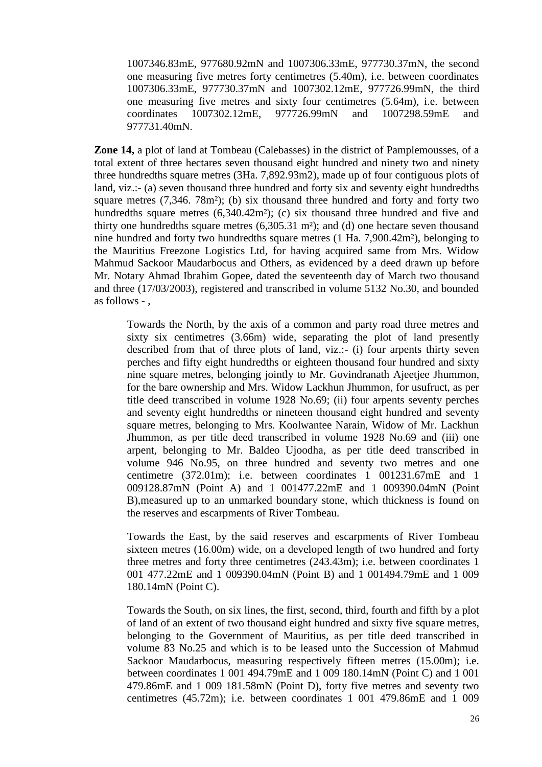1007346.83mE, 977680.92mN and 1007306.33mE, 977730.37mN, the second one measuring five metres forty centimetres (5.40m), i.e. between coordinates 1007306.33mE, 977730.37mN and 1007302.12mE, 977726.99mN, the third one measuring five metres and sixty four centimetres (5.64m), i.e. between coordinates 1007302.12mE, 977726.99mN and 1007298.59mE and 977731.40mN.

**Zone 14,** a plot of land at Tombeau (Calebasses) in the district of Pamplemousses, of a total extent of three hectares seven thousand eight hundred and ninety two and ninety three hundredths square metres (3Ha. 7,892.93m2), made up of four contiguous plots of land, viz.:- (a) seven thousand three hundred and forty six and seventy eight hundredths square metres (7,346. 78m²); (b) six thousand three hundred and forty and forty two hundredths square metres (6,340.42m²); (c) six thousand three hundred and five and thirty one hundredths square metres (6,305.31 m²); and (d) one hectare seven thousand nine hundred and forty two hundredths square metres (1 Ha. 7,900.42m²), belonging to the Mauritius Freezone Logistics Ltd, for having acquired same from Mrs. Widow Mahmud Sackoor Maudarbocus and Others, as evidenced by a deed drawn up before Mr. Notary Ahmad Ibrahim Gopee, dated the seventeenth day of March two thousand and three (17/03/2003), registered and transcribed in volume 5132 No.30, and bounded as follows - ,

Towards the North, by the axis of a common and party road three metres and sixty six centimetres (3.66m) wide, separating the plot of land presently described from that of three plots of land, viz.:- (i) four arpents thirty seven perches and fifty eight hundredths or eighteen thousand four hundred and sixty nine square metres, belonging jointly to Mr. Govindranath Ajeetjee Jhummon, for the bare ownership and Mrs. Widow Lackhun Jhummon, for usufruct, as per title deed transcribed in volume 1928 No.69; (ii) four arpents seventy perches and seventy eight hundredths or nineteen thousand eight hundred and seventy square metres, belonging to Mrs. Koolwantee Narain, Widow of Mr. Lackhun Jhummon, as per title deed transcribed in volume 1928 No.69 and (iii) one arpent, belonging to Mr. Baldeo Ujoodha, as per title deed transcribed in volume 946 No.95, on three hundred and seventy two metres and one centimetre (372.01m); i.e. between coordinates 1 001231.67mE and 1 009128.87mN (Point A) and 1 001477.22mE and 1 009390.04mN (Point B),measured up to an unmarked boundary stone, which thickness is found on the reserves and escarpments of River Tombeau.

Towards the East, by the said reserves and escarpments of River Tombeau sixteen metres (16.00m) wide, on a developed length of two hundred and forty three metres and forty three centimetres (243.43m); i.e. between coordinates 1 001 477.22mE and 1 009390.04mN (Point B) and 1 001494.79mE and 1 009 180.14mN (Point C).

Towards the South, on six lines, the first, second, third, fourth and fifth by a plot of land of an extent of two thousand eight hundred and sixty five square metres, belonging to the Government of Mauritius, as per title deed transcribed in volume 83 No.25 and which is to be leased unto the Succession of Mahmud Sackoor Maudarbocus, measuring respectively fifteen (15.00m); i.e. between coordinates 1 001 494.79mE and 1 009 180.14mN (Point C) and 1 001 479.86mE and 1 009 181.58mN (Point D), forty five metres and seventy two centimetres (45.72m); i.e. between coordinates 1 001 479.86mE and 1 009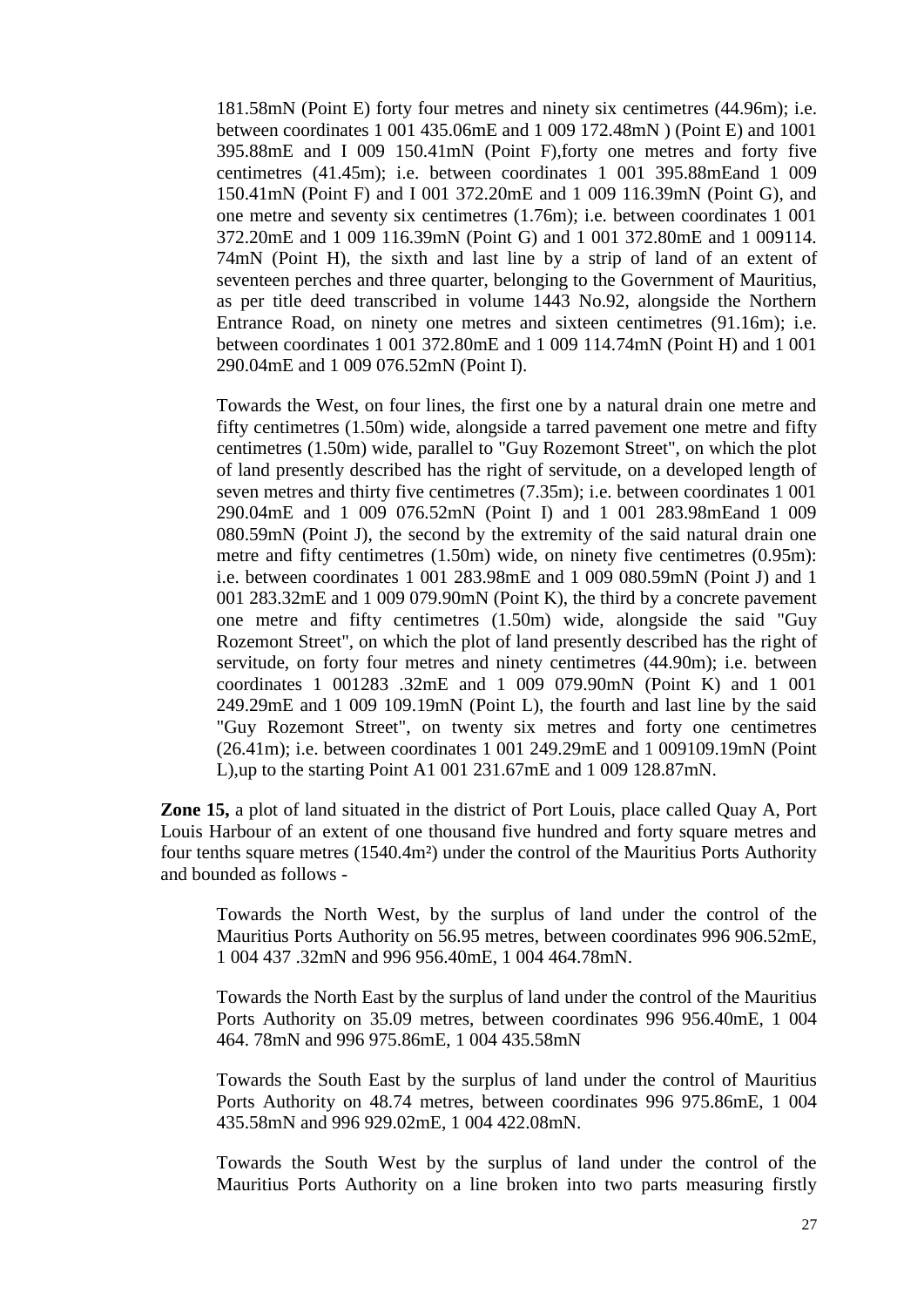181.58mN (Point E) forty four metres and ninety six centimetres (44.96m); i.e. between coordinates 1 001 435.06mE and 1 009 172.48mN ) (Point E) and 1001 395.88mE and I 009 150.41mN (Point F),forty one metres and forty five centimetres (41.45m); i.e. between coordinates 1 001 395.88mEand 1 009 150.41mN (Point F) and I 001 372.20mE and 1 009 116.39mN (Point G), and one metre and seventy six centimetres (1.76m); i.e. between coordinates 1 001 372.20mE and 1 009 116.39mN (Point G) and 1 001 372.80mE and 1 009114. 74mN (Point H), the sixth and last line by a strip of land of an extent of seventeen perches and three quarter, belonging to the Government of Mauritius, as per title deed transcribed in volume 1443 No.92, alongside the Northern Entrance Road, on ninety one metres and sixteen centimetres (91.16m); i.e. between coordinates 1 001 372.80mE and 1 009 114.74mN (Point H) and 1 001 290.04mE and 1 009 076.52mN (Point I).

Towards the West, on four lines, the first one by a natural drain one metre and fifty centimetres (1.50m) wide, alongside a tarred pavement one metre and fifty centimetres (1.50m) wide, parallel to "Guy Rozemont Street", on which the plot of land presently described has the right of servitude, on a developed length of seven metres and thirty five centimetres (7.35m); i.e. between coordinates 1 001 290.04mE and 1 009 076.52mN (Point I) and 1 001 283.98mEand 1 009 080.59mN (Point J), the second by the extremity of the said natural drain one metre and fifty centimetres (1.50m) wide, on ninety five centimetres (0.95m): i.e. between coordinates 1 001 283.98mE and 1 009 080.59mN (Point J) and 1 001 283.32mE and 1 009 079.90mN (Point K), the third by a concrete pavement one metre and fifty centimetres (1.50m) wide, alongside the said "Guy Rozemont Street", on which the plot of land presently described has the right of servitude, on forty four metres and ninety centimetres (44.90m); i.e. between coordinates 1 001283 .32mE and 1 009 079.90mN (Point K) and 1 001 249.29mE and 1 009 109.19mN (Point L), the fourth and last line by the said "Guy Rozemont Street", on twenty six metres and forty one centimetres (26.41m); i.e. between coordinates 1 001 249.29mE and 1 009109.19mN (Point L),up to the starting Point A1 001 231.67mE and 1 009 128.87mN.

**Zone 15,** a plot of land situated in the district of Port Louis, place called Quay A, Port Louis Harbour of an extent of one thousand five hundred and forty square metres and four tenths square metres (1540.4m²) under the control of the Mauritius Ports Authority and bounded as follows -

Towards the North West, by the surplus of land under the control of the Mauritius Ports Authority on 56.95 metres, between coordinates 996 906.52mE, 1 004 437 .32mN and 996 956.40mE, 1 004 464.78mN.

Towards the North East by the surplus of land under the control of the Mauritius Ports Authority on 35.09 metres, between coordinates 996 956.40mE, 1 004 464. 78mN and 996 975.86mE, 1 004 435.58mN

Towards the South East by the surplus of land under the control of Mauritius Ports Authority on 48.74 metres, between coordinates 996 975.86mE, 1 004 435.58mN and 996 929.02mE, 1 004 422.08mN.

Towards the South West by the surplus of land under the control of the Mauritius Ports Authority on a line broken into two parts measuring firstly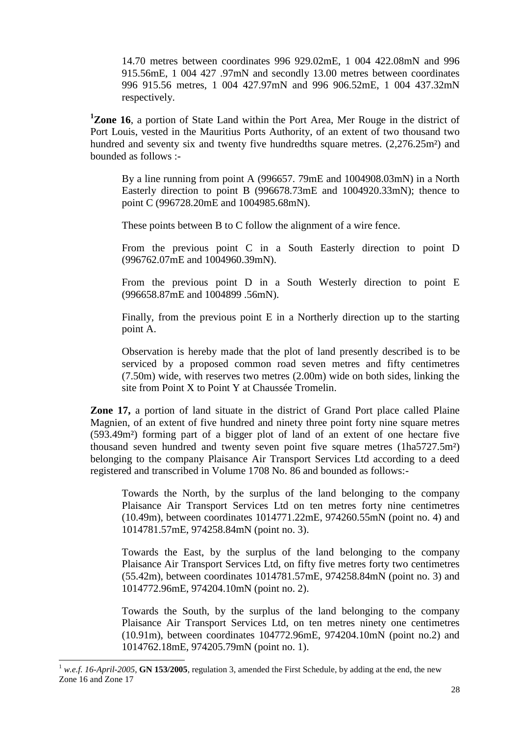14.70 metres between coordinates 996 929.02mE, 1 004 422.08mN and 996 915.56mE, 1 004 427 .97mN and secondly 13.00 metres between coordinates 996 915.56 metres, 1 004 427.97mN and 996 906.52mE, 1 004 437.32mN respectively.

[1]**Zone 16**, a portion of State Land within the Port Area, Mer Rouge in the district of Port Louis, vested in the Mauritius Ports Authority, of an extent of two thousand two hundred and seventy six and twenty five hundredths square metres. (2,276.25m²) and bounded as follows :-

By a line running from point A (996657. 79mE and 1004908.03mN) in a North Easterly direction to point B (996678.73mE and 1004920.33mN); thence to point C (996728.20mE and 1004985.68mN).

These points between B to C follow the alignment of a wire fence.

From the previous point C in a South Easterly direction to point D (996762.07mE and 1004960.39mN).

From the previous point D in a South Westerly direction to point E (996658.87mE and 1004899 .56mN).

Finally, from the previous point E in a Northerly direction up to the starting point A.

Observation is hereby made that the plot of land presently described is to be serviced by a proposed common road seven metres and fifty centimetres (7.50m) wide, with reserves two metres (2.00m) wide on both sides, linking the site from Point X to Point Y at Chaussée Tromelin.

**Zone 17,** a portion of land situate in the district of Grand Port place called Plaine Magnien, of an extent of five hundred and ninety three point forty nine square metres (593.49m²) forming part of a bigger plot of land of an extent of one hectare five thousand seven hundred and twenty seven point five square metres (1ha5727.5m²) belonging to the company Plaisance Air Transport Services Ltd according to a deed registered and transcribed in Volume 1708 No. 86 and bounded as follows:-

Towards the North, by the surplus of the land belonging to the company Plaisance Air Transport Services Ltd on ten metres forty nine centimetres (10.49m), between coordinates 1014771.22mE, 974260.55mN (point no. 4) and 1014781.57mE, 974258.84mN (point no. 3).

Towards the East, by the surplus of the land belonging to the company Plaisance Air Transport Services Ltd, on fifty five metres forty two centimetres (55.42m), between coordinates 1014781.57mE, 974258.84mN (point no. 3) and 1014772.96mE, 974204.10mN (point no. 2).

Towards the South, by the surplus of the land belonging to the company Plaisance Air Transport Services Ltd, on ten metres ninety one centimetres (10.91m), between coordinates 104772.96mE, 974204.10mN (point no.2) and 1014762.18mE, 974205.79mN (point no. 1).

---

[1] *w.e.f. 16-April-2005*, **GN 153/2005**, regulation 3, amended the First Schedule, by adding at the end, the new Zone 16 and Zone 17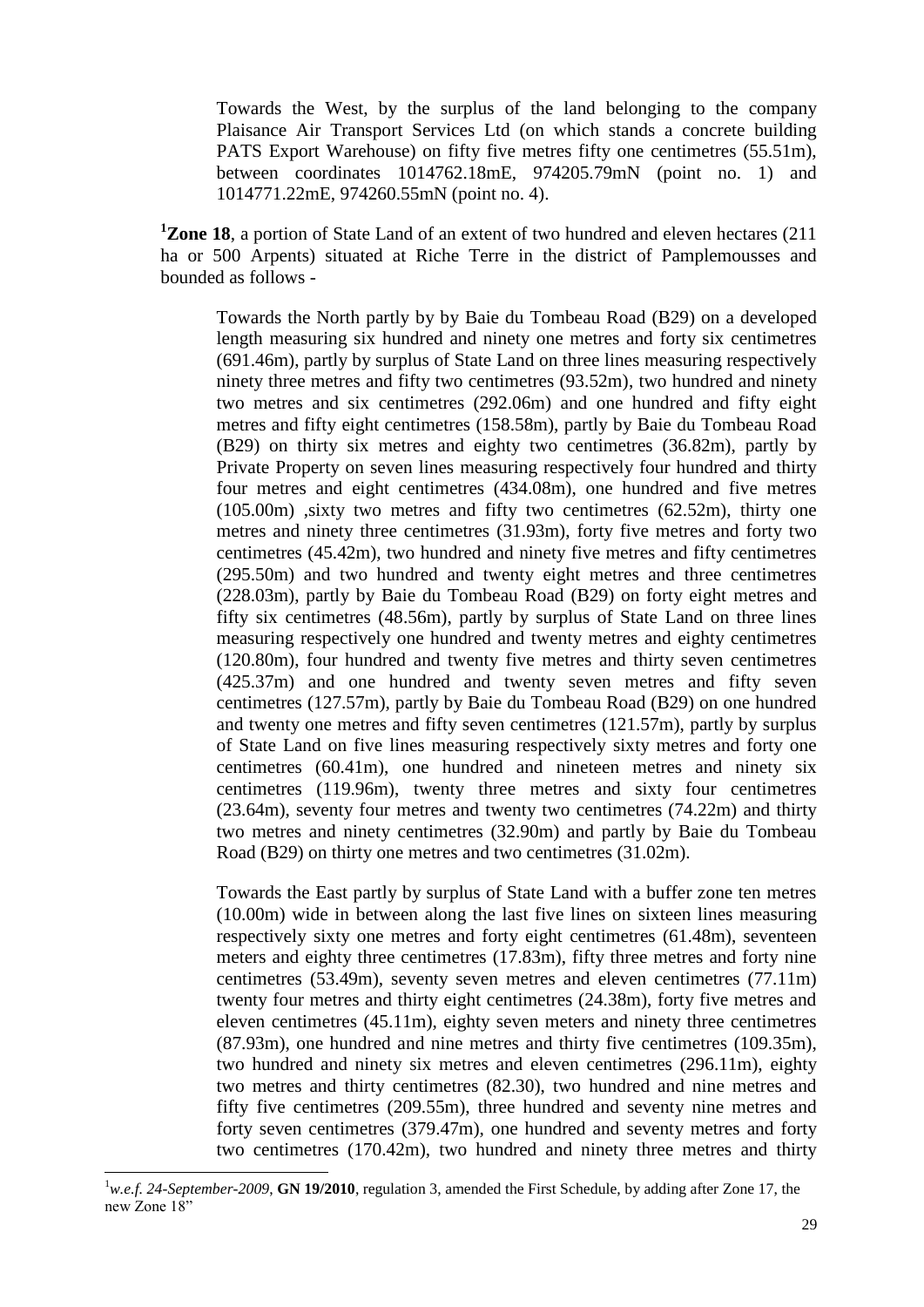Towards the West, by the surplus of the land belonging to the company Plaisance Air Transport Services Ltd (on which stands a concrete building PATS Export Warehouse) on fifty five metres fifty one centimetres (55.51m), between coordinates 1014762.18mE, 974205.79mN (point no. 1) and 1014771.22mE, 974260.55mN (point no. 4).

[1]**Zone 18**, a portion of State Land of an extent of two hundred and eleven hectares (211 ha or 500 Arpents) situated at Riche Terre in the district of Pamplemousses and bounded as follows -

Towards the North partly by by Baie du Tombeau Road (B29) on a developed length measuring six hundred and ninety one metres and forty six centimetres (691.46m), partly by surplus of State Land on three lines measuring respectively ninety three metres and fifty two centimetres (93.52m), two hundred and ninety two metres and six centimetres (292.06m) and one hundred and fifty eight metres and fifty eight centimetres (158.58m), partly by Baie du Tombeau Road (B29) on thirty six metres and eighty two centimetres (36.82m), partly by Private Property on seven lines measuring respectively four hundred and thirty four metres and eight centimetres (434.08m), one hundred and five metres (105.00m) ,sixty two metres and fifty two centimetres (62.52m), thirty one metres and ninety three centimetres (31.93m), forty five metres and forty two centimetres (45.42m), two hundred and ninety five metres and fifty centimetres (295.50m) and two hundred and twenty eight metres and three centimetres (228.03m), partly by Baie du Tombeau Road (B29) on forty eight metres and fifty six centimetres (48.56m), partly by surplus of State Land on three lines measuring respectively one hundred and twenty metres and eighty centimetres (120.80m), four hundred and twenty five metres and thirty seven centimetres (425.37m) and one hundred and twenty seven metres and fifty seven centimetres (127.57m), partly by Baie du Tombeau Road (B29) on one hundred and twenty one metres and fifty seven centimetres (121.57m), partly by surplus of State Land on five lines measuring respectively sixty metres and forty one centimetres (60.41m), one hundred and nineteen metres and ninety six centimetres (119.96m), twenty three metres and sixty four centimetres (23.64m), seventy four metres and twenty two centimetres (74.22m) and thirty two metres and ninety centimetres (32.90m) and partly by Baie du Tombeau Road (B29) on thirty one metres and two centimetres (31.02m).

Towards the East partly by surplus of State Land with a buffer zone ten metres (10.00m) wide in between along the last five lines on sixteen lines measuring respectively sixty one metres and forty eight centimetres (61.48m), seventeen meters and eighty three centimetres (17.83m), fifty three metres and forty nine centimetres (53.49m), seventy seven metres and eleven centimetres (77.11m) twenty four metres and thirty eight centimetres (24.38m), forty five metres and eleven centimetres (45.11m), eighty seven meters and ninety three centimetres (87.93m), one hundred and nine metres and thirty five centimetres (109.35m), two hundred and ninety six metres and eleven centimetres (296.11m), eighty two metres and thirty centimetres (82.30), two hundred and nine metres and fifty five centimetres (209.55m), three hundred and seventy nine metres and forty seven centimetres (379.47m), one hundred and seventy metres and forty two centimetres (170.42m), two hundred and ninety three metres and thirty

---

[1]*w.e.f. 24-September-2009*, **GN 19/2010**, regulation 3, amended the First Schedule, by adding after Zone 17, the new Zone 18"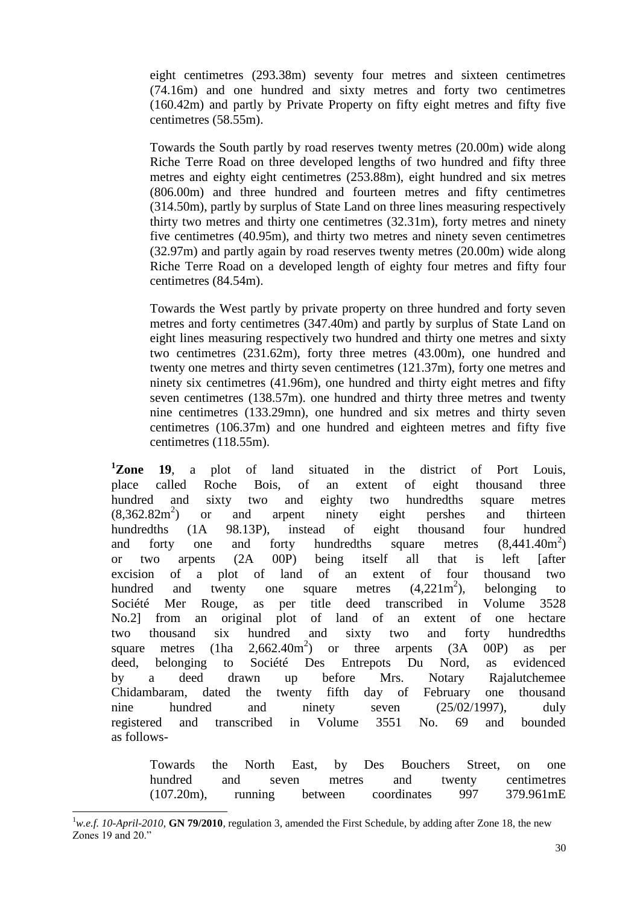eight centimetres (293.38m) seventy four metres and sixteen centimetres (74.16m) and one hundred and sixty metres and forty two centimetres (160.42m) and partly by Private Property on fifty eight metres and fifty five centimetres (58.55m).

Towards the South partly by road reserves twenty metres (20.00m) wide along Riche Terre Road on three developed lengths of two hundred and fifty three metres and eighty eight centimetres (253.88m), eight hundred and six metres (806.00m) and three hundred and fourteen metres and fifty centimetres (314.50m), partly by surplus of State Land on three lines measuring respectively thirty two metres and thirty one centimetres (32.31m), forty metres and ninety five centimetres (40.95m), and thirty two metres and ninety seven centimetres (32.97m) and partly again by road reserves twenty metres (20.00m) wide along Riche Terre Road on a developed length of eighty four metres and fifty four centimetres (84.54m).

Towards the West partly by private property on three hundred and forty seven metres and forty centimetres (347.40m) and partly by surplus of State Land on eight lines measuring respectively two hundred and thirty one metres and sixty two centimetres (231.62m), forty three metres (43.00m), one hundred and twenty one metres and thirty seven centimetres (121.37m), forty one metres and ninety six centimetres (41.96m), one hundred and thirty eight metres and fifty seven centimetres (138.57m). one hundred and thirty three metres and twenty nine centimetres (133.29mn), one hundred and six metres and thirty seven centimetres (106.37m) and one hundred and eighteen metres and fifty five centimetres (118.55m).

[1]**Zone 19**, a plot of land situated in the district of Port Louis, place called Roche Bois, of an extent of eight thousand three hundred and sixty two and eighty two hundredths square metres ($8,362.82m^2$) or and arpent ninety eight perches and thirteen hundredths (1A 98.13P), instead of eight thousand four hundred and forty one and forty hundredths square metres ($8,441.40m^2$) or two arpents (2A 00P) being itself all that is left [after excision of a plot of land of an extent of four thousand two hundred and twenty one square metres ($4,221m^2$), belonging to Société Mer Rouge, as per title deed transcribed in Volume 3528 No.2] from an original plot of land of an extent of one hectare two thousand six hundred and sixty two and forty hundredths square metres (1ha $2,662.40m^2$) or three arpents (3A 00P) as per deed, belonging to Société Des Entrepots Du Nord, as evidenced by a deed drawn up before Mrs. Notary Rajalutchemee Chidambaram, dated the twenty fifth day of February one thousand nine hundred and ninety seven (25/02/1997), duly registered and transcribed in Volume 3551 No. 69 and bounded as follows-

Towards the North East, by Des Bouchers Street, on one hundred and seven metres and twenty centimetres (107.20m), running between coordinates 997 379.961mE

---

[1] *w.e.f. 10-April-2010*, **GN 79/2010**, regulation 3, amended the First Schedule, by adding after Zone 18, the new Zones 19 and 20."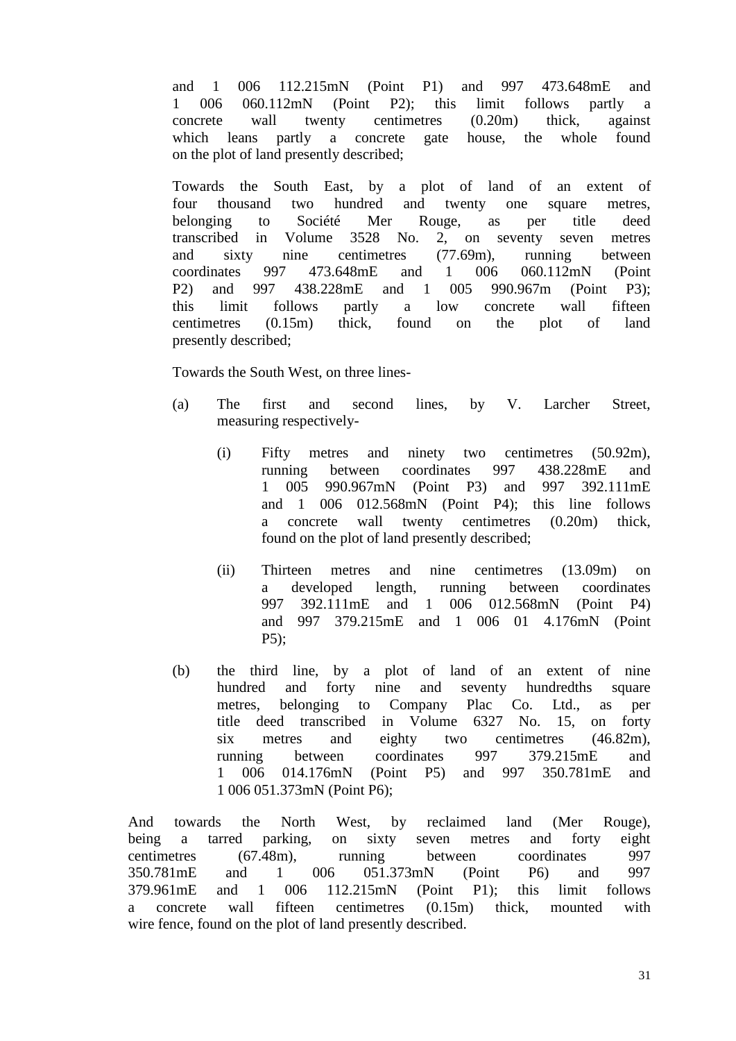and 1 006 112.215mN (Point P1) and 997 473.648mE and 1 006 060.112mN (Point P2); this limit follows partly a concrete wall twenty centimetres (0.20m) thick, against which leans partly a concrete gate house, the whole found on the plot of land presently described;

Towards the South East, by a plot of land of an extent of four thousand two hundred and twenty one square metres, belonging to Société Mer Rouge, as per title deed transcribed in Volume 3528 No. 2, on seventy seven metres and sixty nine centimetres (77.69m), running between coordinates 997 473.648mE and 1 006 060.112mN (Point P2) and 997 438.228mE and 1 005 990.967m (Point P3); this limit follows partly a low concrete wall fifteen centimetres (0.15m) thick, found on the plot of land presently described;

Towards the South West, on three lines-

(a) The first and second lines, by V. Larcher Street, measuring respectively-

  (i) Fifty metres and ninety two centimetres (50.92m), running between coordinates 997 438.228mE and 1 005 990.967mN (Point P3) and 997 392.111mE and 1 006 012.568mN (Point P4); this line follows a concrete wall twenty centimetres (0.20m) thick, found on the plot of land presently described;

  (ii) Thirteen metres and nine centimetres (13.09m) on a developed length, running between coordinates 997 392.111mE and 1 006 012.568mN (Point P4) and 997 379.215mE and 1 006 01 4.176mN (Point P5);

(b) the third line, by a plot of land of an extent of nine hundred and forty nine and seventy hundredths square metres, belonging to Company Plac Co. Ltd., as per title deed transcribed in Volume 6327 No. 15, on forty six metres and eighty two centimetres (46.82m), running between coordinates 997 379.215mE and 1 006 014.176mN (Point P5) and 997 350.781mE and 1 006 051.373mN (Point P6);

And towards the North West, by reclaimed land (Mer Rouge), being a tarred parking, on sixty seven metres and forty eight centimetres (67.48m), running between coordinates 997 350.781mE and 1 006 051.373mN (Point P6) and 997 379.961mE and 1 006 112.215mN (Point P1); this limit follows a concrete wall fifteen centimetres (0.15m) thick, mounted with wire fence, found on the plot of land presently described.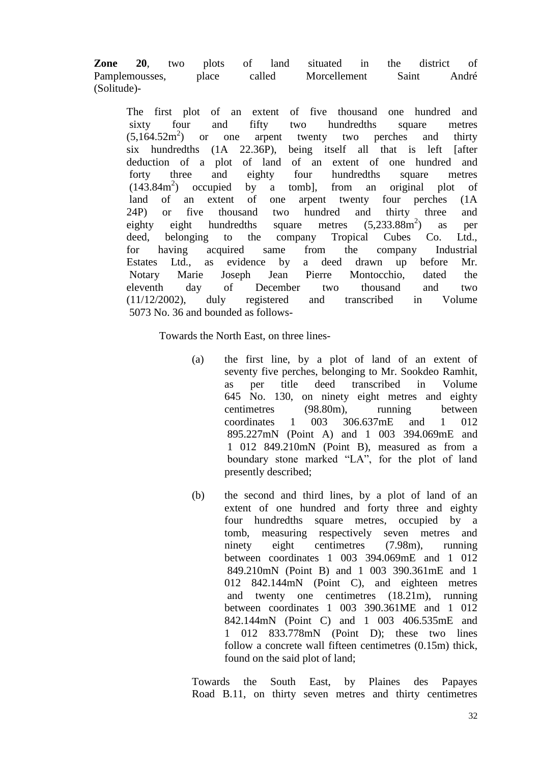**Zone 20**, two plots of land situated in the district of Pamplemousses, place called Morcellement Saint André (Solitude)-

The first plot of an extent of five thousand one hundred and sixty four and fifty two hundredths square metres (5,164.52m$^2$) or one arpent twenty two perches and thirty six hundredths (1A 22.36P), being itself all that is left [after deduction of a plot of land of an extent of one hundred and forty three and eighty four hundredths square metres (143.84m$^2$) occupied by a tomb], from an original plot of land of an extent of one arpent twenty four perches (1A 24P) or five thousand two hundred and thirty three and eighty eight hundredths square metres (5,233.88m$^2$) as per deed, belonging to the company Tropical Cubes Co. Ltd., for having acquired same from the company Industrial Estates Ltd., as evidence by a deed drawn up before Mr. Notary Marie Joseph Jean Pierre Montocchio, dated the eleventh day of December two thousand and two (11/12/2002), duly registered and transcribed in Volume 5073 No. 36 and bounded as follows-

Towards the North East, on three lines-

(a) the first line, by a plot of land of an extent of seventy five perches, belonging to Mr. Sookdeo Ramhit, as per title deed transcribed in Volume 645 No. 130, on ninety eight metres and eighty centimetres (98.80m), running between coordinates 1 003 306.637mE and 1 012 895.227mN (Point A) and 1 003 394.069mE and 1 012 849.210mN (Point B), measured as from a boundary stone marked "LA", for the plot of land presently described;

(b) the second and third lines, by a plot of land of an extent of one hundred and forty three and eighty four hundredths square metres, occupied by a tomb, measuring respectively seven metres and ninety eight centimetres (7.98m), running between coordinates 1 003 394.069mE and 1 012 849.210mN (Point B) and 1 003 390.361mE and 1 012 842.144mN (Point C), and eighteen metres and twenty one centimetres (18.21m), running between coordinates 1 003 390.361ME and 1 012 842.144mN (Point C) and 1 003 406.535mE and 1 012 833.778mN (Point D); these two lines follow a concrete wall fifteen centimetres (0.15m) thick, found on the said plot of land;

Towards the South East, by Plaines des Papayes Road B.11, on thirty seven metres and thirty centimetres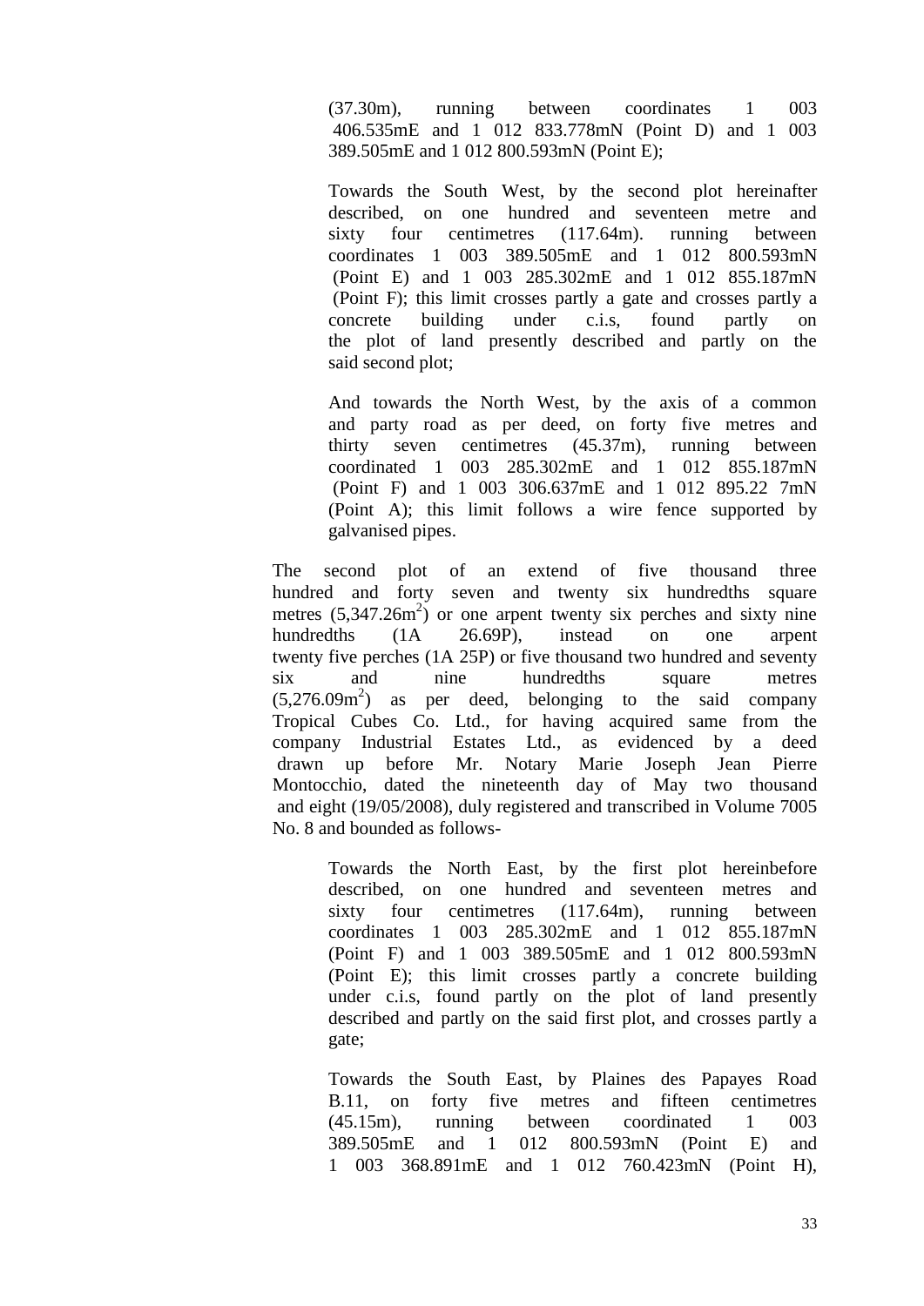(37.30m), running between coordinates 1 003 406.535mE and 1 012 833.778mN (Point D) and 1 003 389.505mE and 1 012 800.593mN (Point E);

Towards the South West, by the second plot hereinafter described, on one hundred and seventeen metre and sixty four centimetres (117.64m). running between coordinates 1 003 389.505mE and 1 012 800.593mN (Point E) and 1 003 285.302mE and 1 012 855.187mN (Point F); this limit crosses partly a gate and crosses partly a concrete building under c.i.s, found partly on the plot of land presently described and partly on the said second plot;

And towards the North West, by the axis of a common and party road as per deed, on forty five metres and thirty seven centimetres (45.37m), running between coordinated 1 003 285.302mE and 1 012 855.187mN (Point F) and 1 003 306.637mE and 1 012 895.22 7mN (Point A); this limit follows a wire fence supported by galvanised pipes.

The second plot of an extend of five thousand three hundred and forty seven and twenty six hundredths square metres ($5,347.26m^2$) or one arpent twenty six perches and sixty nine hundredths (1A 26.69P), instead on one arpent twenty five perches (1A 25P) or five thousand two hundred and seventy six and nine hundredths square metres ($5,276.09m^2$) as per deed, belonging to the said company Tropical Cubes Co. Ltd., for having acquired same from the company Industrial Estates Ltd., as evidenced by a deed drawn up before Mr. Notary Marie Joseph Jean Pierre Montocchio, dated the nineteenth day of May two thousand and eight (19/05/2008), duly registered and transcribed in Volume 7005 No. 8 and bounded as follows-

Towards the North East, by the first plot hereinbefore described, on one hundred and seventeen metres and sixty four centimetres (117.64m), running between coordinates 1 003 285.302mE and 1 012 855.187mN (Point F) and 1 003 389.505mE and 1 012 800.593mN (Point E); this limit crosses partly a concrete building under c.i.s, found partly on the plot of land presently described and partly on the said first plot, and crosses partly a gate;

Towards the South East, by Plaines des Papayes Road B.11, on forty five metres and fifteen centimetres (45.15m), running between coordinated 1 003 389.505mE and 1 012 800.593mN (Point E) and 1 003 368.891mE and 1 012 760.423mN (Point H),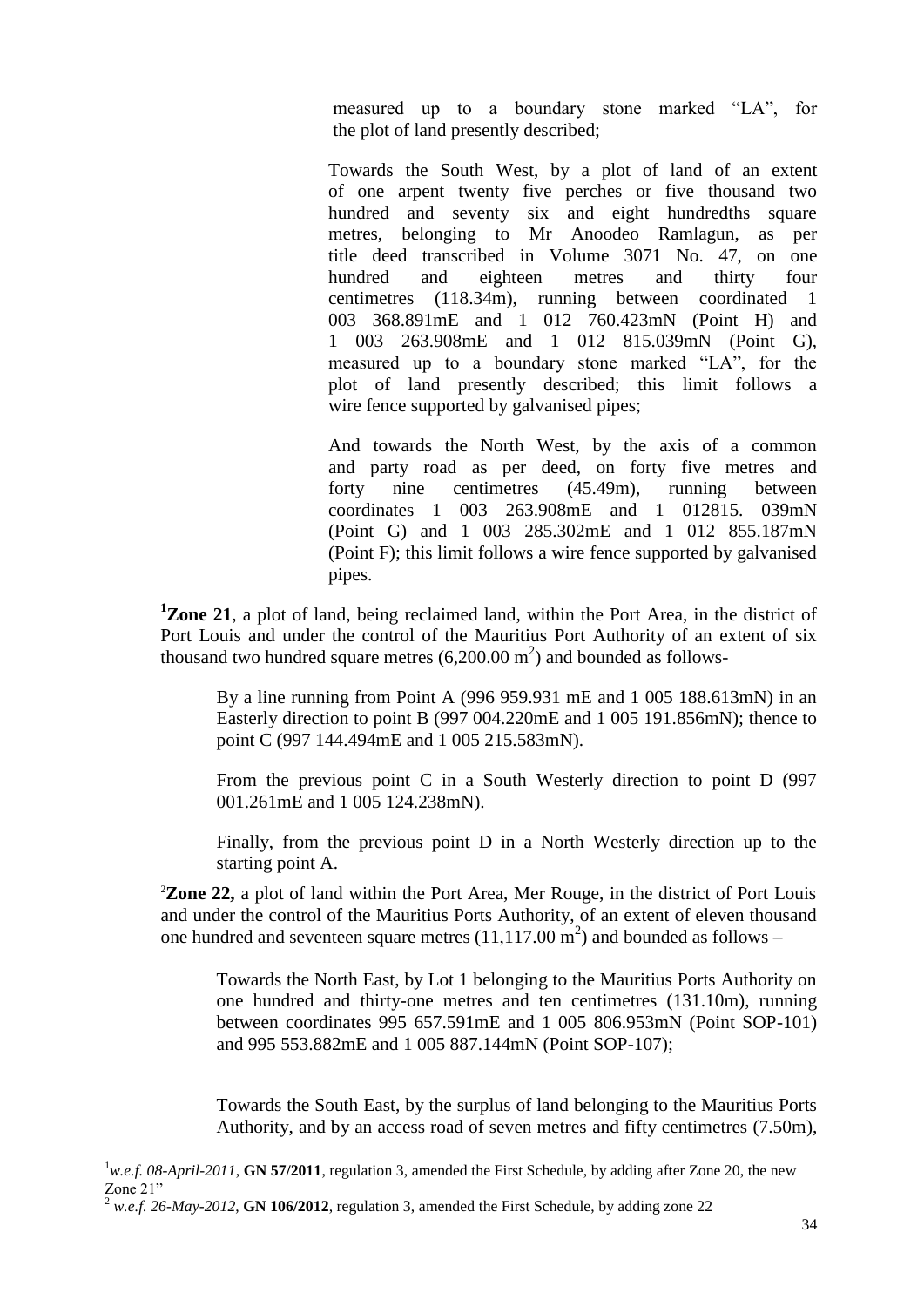measured up to a boundary stone marked "LA", for the plot of land presently described;

Towards the South West, by a plot of land of an extent of one arpent twenty five perches or five thousand two hundred and seventy six and eight hundredths square metres, belonging to Mr Anoodeo Ramlagun, as per title deed transcribed in Volume 3071 No. 47, on one hundred and eighteen metres and thirty four centimetres (118.34m), running between coordinated 1 003 368.891mE and 1 012 760.423mN (Point H) and 1 003 263.908mE and 1 012 815.039mN (Point G), measured up to a boundary stone marked "LA", for the plot of land presently described; this limit follows a wire fence supported by galvanised pipes;

And towards the North West, by the axis of a common and party road as per deed, on forty five metres and forty nine centimetres (45.49m), running between coordinates 1 003 263.908mE and 1 012815. 039mN (Point G) and 1 003 285.302mE and 1 012 855.187mN (Point F); this limit follows a wire fence supported by galvanised pipes.

[1]**Zone 21**, a plot of land, being reclaimed land, within the Port Area, in the district of Port Louis and under the control of the Mauritius Port Authority of an extent of six thousand two hundred square metres (6,200.00 $m^2$) and bounded as follows-

By a line running from Point A (996 959.931 mE and 1 005 188.613mN) in an Easterly direction to point B (997 004.220mE and 1 005 191.856mN); thence to point C (997 144.494mE and 1 005 215.583mN).

From the previous point C in a South Westerly direction to point D (997 001.261mE and 1 005 124.238mN).

Finally, from the previous point D in a North Westerly direction up to the starting point A.

[2]**Zone 22,** a plot of land within the Port Area, Mer Rouge, in the district of Port Louis and under the control of the Mauritius Ports Authority, of an extent of eleven thousand one hundred and seventeen square metres (11,117.00 $m^2$) and bounded as follows –

Towards the North East, by Lot 1 belonging to the Mauritius Ports Authority on one hundred and thirty-one metres and ten centimetres (131.10m), running between coordinates 995 657.591mE and 1 005 806.953mN (Point SOP-101) and 995 553.882mE and 1 005 887.144mN (Point SOP-107);

Towards the South East, by the surplus of land belonging to the Mauritius Ports Authority, and by an access road of seven metres and fifty centimetres (7.50m),

---

[1] *w.e.f. 08-April-2011*, **GN 57/2011**, regulation 3, amended the First Schedule, by adding after Zone 20, the new Zone 21"

[2] *w.e.f. 26-May-2012*, **GN 106/2012**, regulation 3, amended the First Schedule, by adding zone 22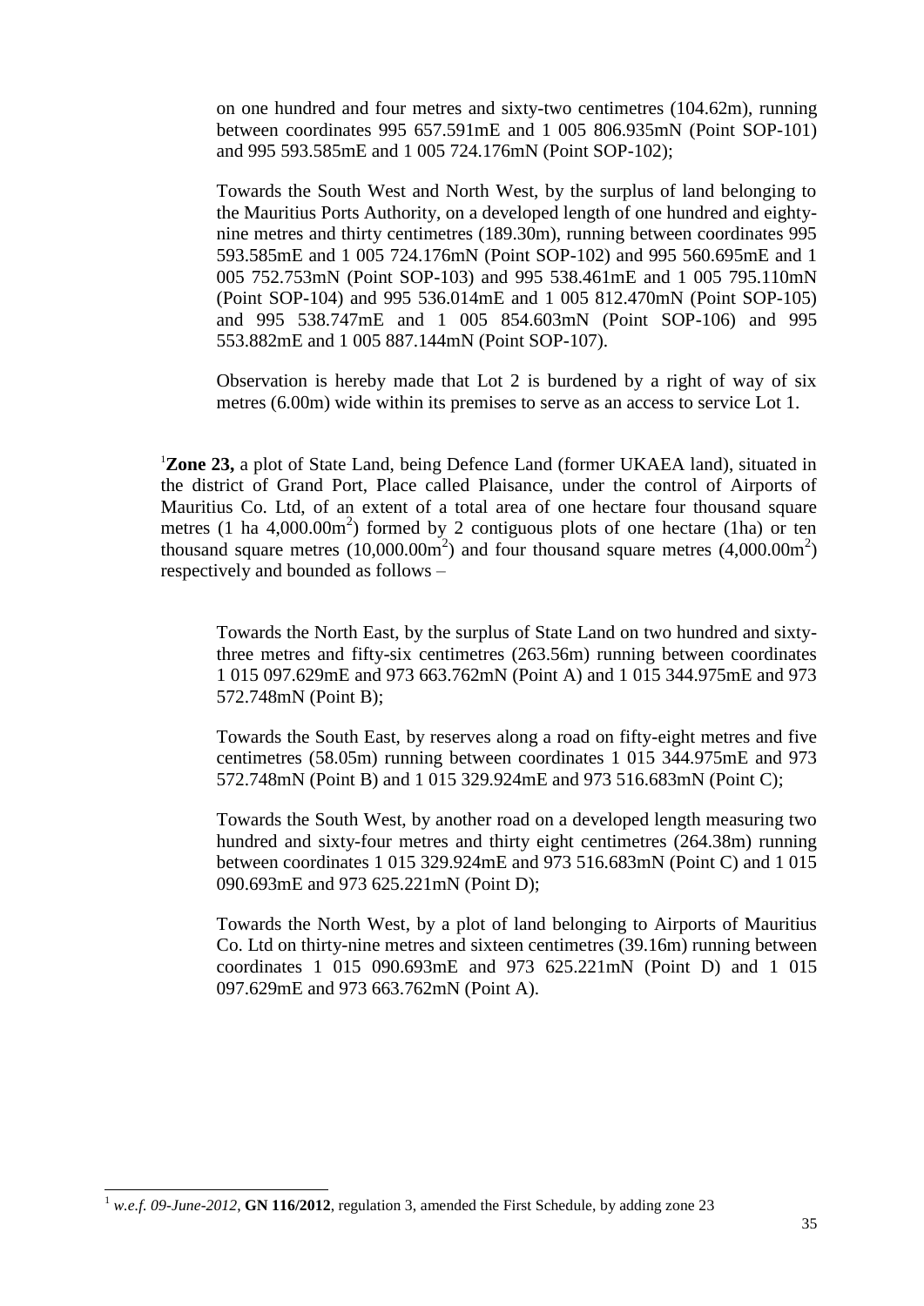on one hundred and four metres and sixty-two centimetres (104.62m), running between coordinates 995 657.591mE and 1 005 806.935mN (Point SOP-101) and 995 593.585mE and 1 005 724.176mN (Point SOP-102);

Towards the South West and North West, by the surplus of land belonging to the Mauritius Ports Authority, on a developed length of one hundred and eighty-nine metres and thirty centimetres (189.30m), running between coordinates 995 593.585mE and 1 005 724.176mN (Point SOP-102) and 995 560.695mE and 1 005 752.753mN (Point SOP-103) and 995 538.461mE and 1 005 795.110mN (Point SOP-104) and 995 536.014mE and 1 005 812.470mN (Point SOP-105) and 995 538.747mE and 1 005 854.603mN (Point SOP-106) and 995 553.882mE and 1 005 887.144mN (Point SOP-107).

Observation is hereby made that Lot 2 is burdened by a right of way of six metres (6.00m) wide within its premises to serve as an access to service Lot 1.

[1]**Zone 23,** a plot of State Land, being Defence Land (former UKAEA land), situated in the district of Grand Port, Place called Plaisance, under the control of Airports of Mauritius Co. Ltd, of an extent of a total area of one hectare four thousand square metres (1 ha 4,000.00m$^2$) formed by 2 contiguous plots of one hectare (1ha) or ten thousand square metres (10,000.00m$^2$) and four thousand square metres (4,000.00m$^2$) respectively and bounded as follows –

Towards the North East, by the surplus of State Land on two hundred and sixty-three metres and fifty-six centimetres (263.56m) running between coordinates 1 015 097.629mE and 973 663.762mN (Point A) and 1 015 344.975mE and 973 572.748mN (Point B);

Towards the South East, by reserves along a road on fifty-eight metres and five centimetres (58.05m) running between coordinates 1 015 344.975mE and 973 572.748mN (Point B) and 1 015 329.924mE and 973 516.683mN (Point C);

Towards the South West, by another road on a developed length measuring two hundred and sixty-four metres and thirty eight centimetres (264.38m) running between coordinates 1 015 329.924mE and 973 516.683mN (Point C) and 1 015 090.693mE and 973 625.221mN (Point D);

Towards the North West, by a plot of land belonging to Airports of Mauritius Co. Ltd on thirty-nine metres and sixteen centimetres (39.16m) running between coordinates 1 015 090.693mE and 973 625.221mN (Point D) and 1 015 097.629mE and 973 663.762mN (Point A).

---

[1] *w.e.f. 09-June-2012*, **GN 116/2012**, regulation 3, amended the First Schedule, by adding zone 23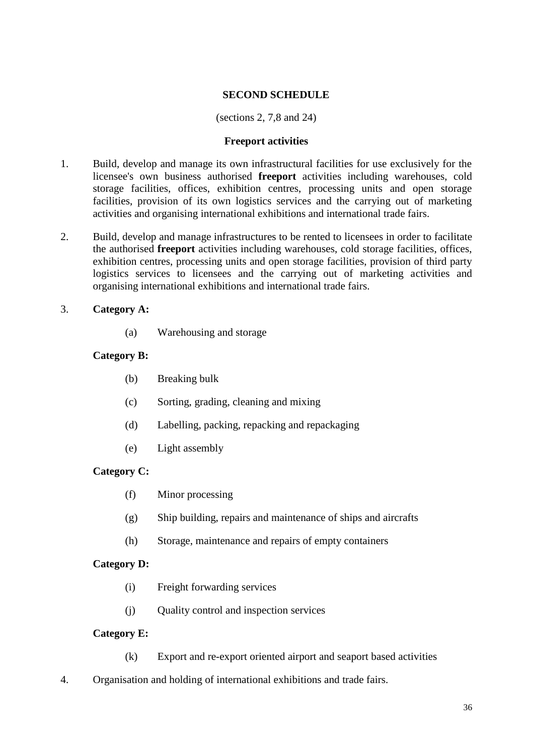## SECOND SCHEDULE

(sections 2, 7,8 and 24)

### Freeport activities

1. Build, develop and manage its own infrastructural facilities for use exclusively for the licensee's own business authorised **freeport** activities including warehouses, cold storage facilities, offices, exhibition centres, processing units and open storage facilities, provision of its own logistics services and the carrying out of marketing activities and organising international exhibitions and international trade fairs.

2. Build, develop and manage infrastructures to be rented to licensees in order to facilitate the authorised **freeport** activities including warehouses, cold storage facilities, offices, exhibition centres, processing units and open storage facilities, provision of third party logistics services to licensees and the carrying out of marketing activities and organising international exhibitions and international trade fairs.

3. **Category A:**

   (a) Warehousing and storage

   **Category B:**

   (b) Breaking bulk

   (c) Sorting, grading, cleaning and mixing

   (d) Labelling, packing, repacking and repackaging

   (e) Light assembly

   **Category C:**

   (f) Minor processing

   (g) Ship building, repairs and maintenance of ships and aircrafts

   (h) Storage, maintenance and repairs of empty containers

   **Category D:**

   (i) Freight forwarding services

   (j) Quality control and inspection services

   **Category E:**

   (k) Export and re-export oriented airport and seaport based activities

4. Organisation and holding of international exhibitions and trade fairs.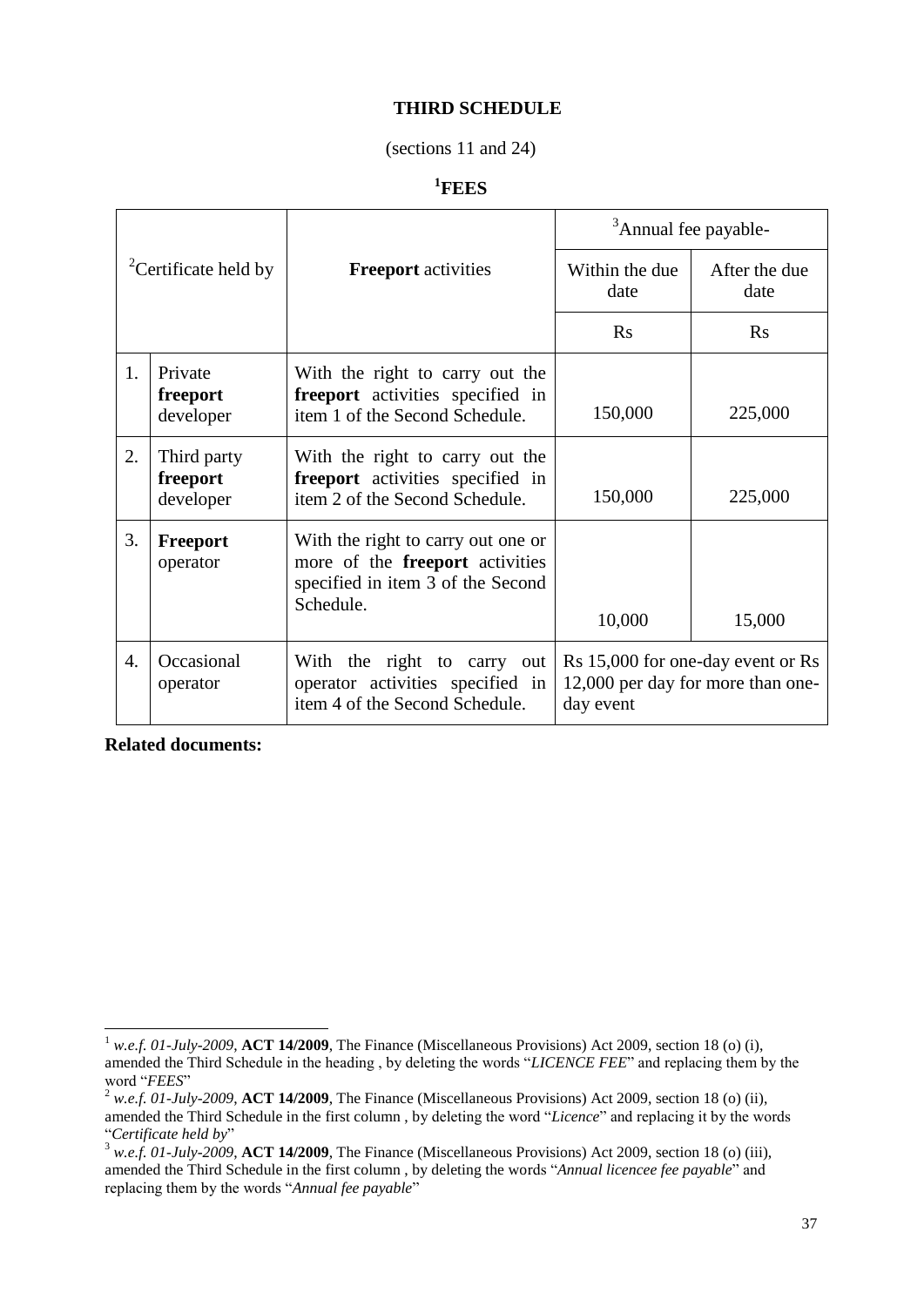**THIRD SCHEDULE**

(sections 11 and 24)

**[1]FEES**

| [2]Certificate held by | | **Freeport** activities | [3]Annual fee payable- | |
|---|---|---|---|---|
| | | | Within the due date | After the due date |
| | | | Rs | Rs |
| 1. | Private **freeport** developer | With the right to carry out the **freeport** activities specified in item 1 of the Second Schedule. | 150,000 | 225,000 |
| 2. | Third party **freeport** developer | With the right to carry out the **freeport** activities specified in item 2 of the Second Schedule. | 150,000 | 225,000 |
| 3. | **Freeport** operator | With the right to carry out one or more of the **freeport** activities specified in item 3 of the Second Schedule. | 10,000 | 15,000 |
| 4. | Occasional operator | With the right to carry out operator activities specified in item 4 of the Second Schedule. | Rs 15,000 for one-day event or Rs 12,000 per day for more than one-day event | |

**Related documents:**

---

[1] *w.e.f. 01-July-2009*, **ACT 14/2009**, The Finance (Miscellaneous Provisions) Act 2009, section 18 (o) (i), amended the Third Schedule in the heading , by deleting the words "*LICENCE FEE*" and replacing them by the word "*FEES*"

[2] *w.e.f. 01-July-2009*, **ACT 14/2009**, The Finance (Miscellaneous Provisions) Act 2009, section 18 (o) (ii), amended the Third Schedule in the first column , by deleting the word "*Licence*" and replacing it by the words "*Certificate held by*"

[3] *w.e.f. 01-July-2009*, **ACT 14/2009**, The Finance (Miscellaneous Provisions) Act 2009, section 18 (o) (iii), amended the Third Schedule in the first column , by deleting the words "*Annual licencee fee payable*" and replacing them by the words "*Annual fee payable*"